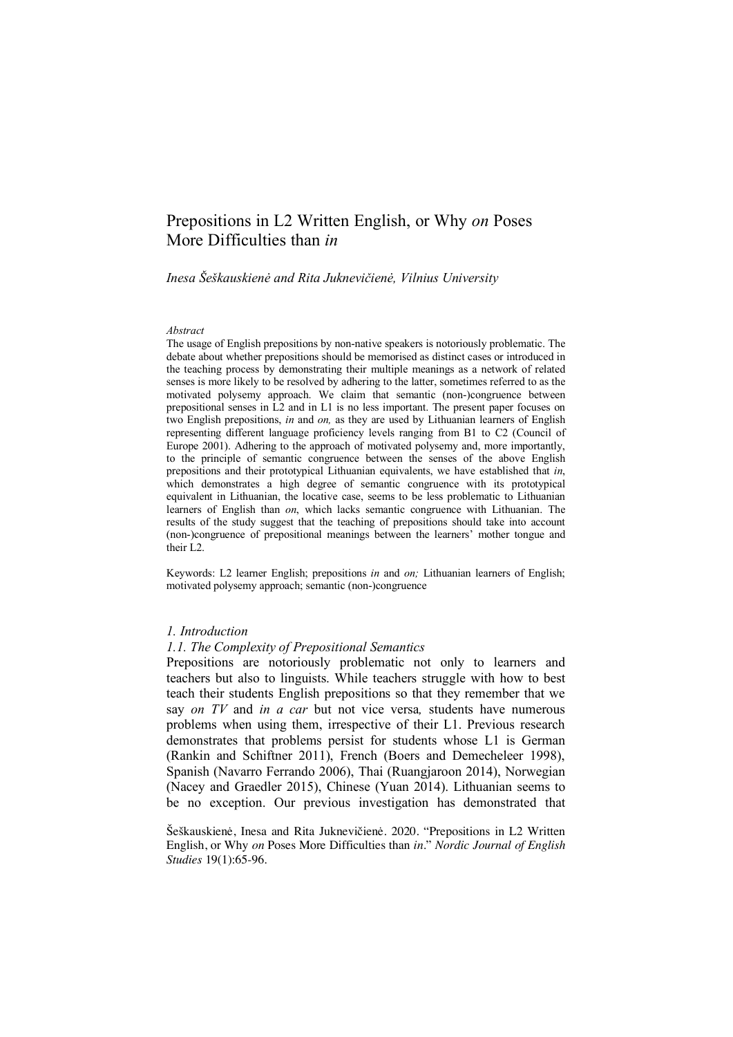# Prepositions in L2 Written English, or Why *on* Poses More Difficulties than *in*

*Inesa Šeškauskienė and Rita Juknevičienė, Vilnius University*

*Abstract*

The usage of English prepositions by non-native speakers is notoriously problematic. The debate about whether prepositions should be memorised as distinct cases or introduced in the teaching process by demonstrating their multiple meanings as a network of related senses is more likely to be resolved by adhering to the latter, sometimes referred to as the motivated polysemy approach. We claim that semantic (non-)congruence between prepositional senses in L2 and in L1 is no less important. The present paper focuses on two English prepositions, *in* and *on,* as they are used by Lithuanian learners of English representing different language proficiency levels ranging from B1 to C2 (Council of Europe 2001). Adhering to the approach of motivated polysemy and, more importantly, to the principle of semantic congruence between the senses of the above English prepositions and their prototypical Lithuanian equivalents, we have established that *in*, which demonstrates a high degree of semantic congruence with its prototypical equivalent in Lithuanian, the locative case, seems to be less problematic to Lithuanian learners of English than *on*, which lacks semantic congruence with Lithuanian. The results of the study suggest that the teaching of prepositions should take into account (non-)congruence of prepositional meanings between the learners' mother tongue and their L2.

Keywords: L2 learner English; prepositions *in* and *on;* Lithuanian learners of English; motivated polysemy approach; semantic (non-)congruence

## *1. Introduction*

### *1.1. The Complexity of Prepositional Semantics*

Prepositions are notoriously problematic not only to learners and teachers but also to linguists. While teachers struggle with how to best teach their students English prepositions so that they remember that we say *on TV* and *in a car* but not vice versa*,* students have numerous problems when using them, irrespective of their L1. Previous research demonstrates that problems persist for students whose L1 is German (Rankin and Schiftner 2011), French (Boers and Demecheleer 1998), Spanish (Navarro Ferrando 2006), Thai (Ruangjaroon 2014), Norwegian (Nacey and Graedler 2015), Chinese (Yuan 2014). Lithuanian seems to be no exception. Our previous investigation has demonstrated that

Šeškauskienė, Inesa and Rita Juknevičienė. 2020. "Prepositions in L2 Written English, or Why *on* Poses More Difficulties than *in*." *Nordic Journal of English Studies* 19(1):65-96.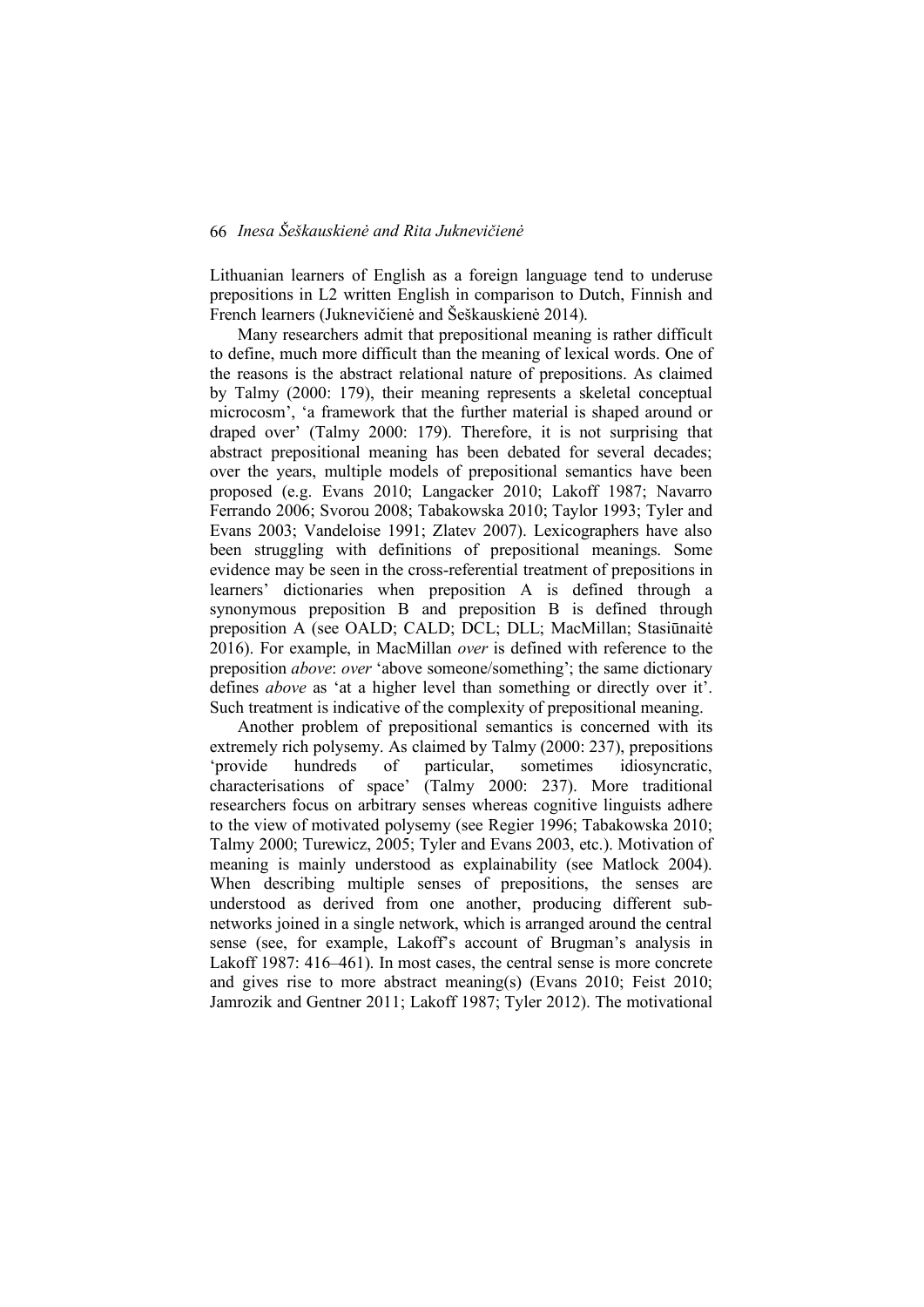Lithuanian learners of English as a foreign language tend to underuse prepositions in L2 written English in comparison to Dutch, Finnish and French learners (Juknevičienė and Šeškauskienė 2014).

Many researchers admit that prepositional meaning is rather difficult to define, much more difficult than the meaning of lexical words. One of the reasons is the abstract relational nature of prepositions. As claimed by Talmy (2000: 179), their meaning represents a skeletal conceptual microcosm', 'a framework that the further material is shaped around or draped over' (Talmy 2000: 179). Therefore, it is not surprising that abstract prepositional meaning has been debated for several decades; over the years, multiple models of prepositional semantics have been proposed (e.g. Evans 2010; Langacker 2010; Lakoff 1987; Navarro Ferrando 2006; Svorou 2008; Tabakowska 2010; Taylor 1993; Tyler and Evans 2003; Vandeloise 1991; Zlatev 2007). Lexicographers have also been struggling with definitions of prepositional meanings. Some evidence may be seen in the cross-referential treatment of prepositions in learners' dictionaries when preposition A is defined through a synonymous preposition B and preposition B is defined through preposition A (see OALD; CALD; DCL; DLL; MacMillan; Stasiūnaitė 2016). For example, in MacMillan *over* is defined with reference to the preposition *above*: *over* 'above someone/something'; the same dictionary defines *above* as 'at a higher level than something or directly over it'. Such treatment is indicative of the complexity of prepositional meaning.

Another problem of prepositional semantics is concerned with its extremely rich polysemy. As claimed by Talmy (2000: 237), prepositions 'provide hundreds of particular, sometimes idiosyncratic, characterisations of space' (Talmy 2000: 237). More traditional researchers focus on arbitrary senses whereas cognitive linguists adhere to the view of motivated polysemy (see Regier 1996; Tabakowska 2010; Talmy 2000; Turewicz, 2005; Tyler and Evans 2003, etc.). Motivation of meaning is mainly understood as explainability (see Matlock 2004). When describing multiple senses of prepositions, the senses are understood as derived from one another, producing different sub-networks joined in a single network, which is arranged around the central sense (see, for example, Lakoff's account of Brugman's analysis in Lakoff 1987: 416–461). In most cases, the central sense is more concrete and gives rise to more abstract meaning(s) (Evans 2010; Feist 2010; Jamrozik and Gentner 2011; Lakoff 1987; Tyler 2012). The motivational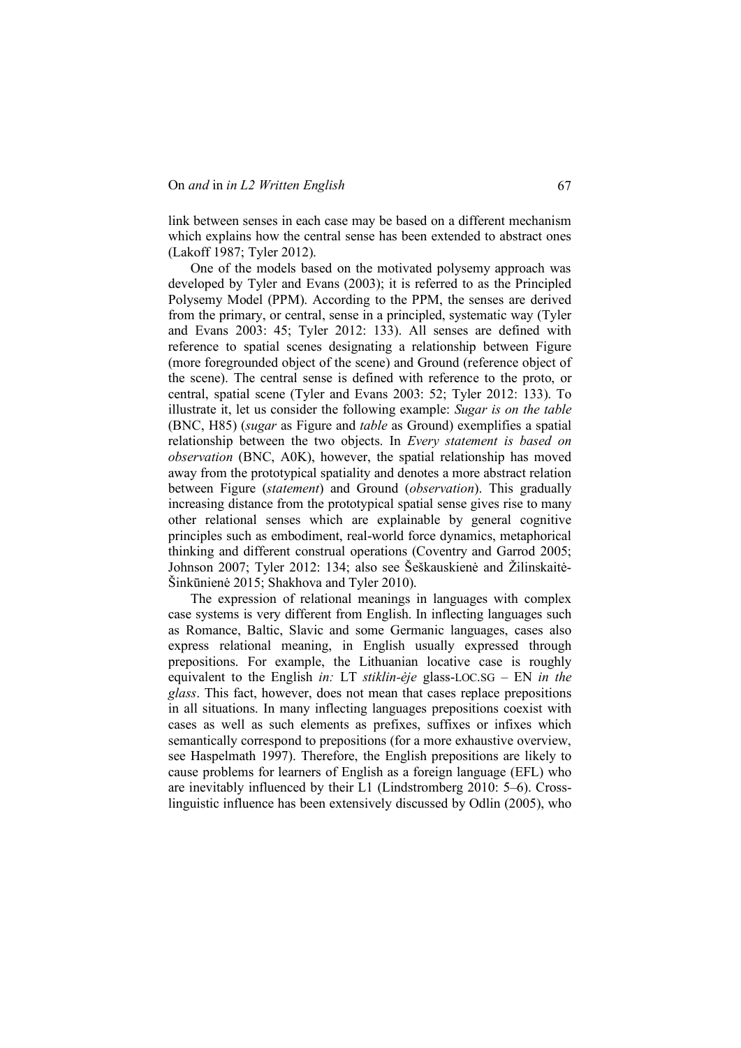link between senses in each case may be based on a different mechanism which explains how the central sense has been extended to abstract ones (Lakoff 1987; Tyler 2012).

One of the models based on the motivated polysemy approach was developed by Tyler and Evans (2003); it is referred to as the Principled Polysemy Model (PPM). According to the PPM, the senses are derived from the primary, or central, sense in a principled, systematic way (Tyler and Evans 2003: 45; Tyler 2012: 133). All senses are defined with reference to spatial scenes designating a relationship between Figure (more foregrounded object of the scene) and Ground (reference object of the scene). The central sense is defined with reference to the proto, or central, spatial scene (Tyler and Evans 2003: 52; Tyler 2012: 133). To illustrate it, let us consider the following example: *Sugar is on the table* (BNC, H85) (*sugar* as Figure and *table* as Ground) exemplifies a spatial relationship between the two objects. In *Every statement is based on observation* (BNC, A0K), however, the spatial relationship has moved away from the prototypical spatiality and denotes a more abstract relation between Figure (*statement*) and Ground (*observation*). This gradually increasing distance from the prototypical spatial sense gives rise to many other relational senses which are explainable by general cognitive principles such as embodiment, real-world force dynamics, metaphorical thinking and different construal operations (Coventry and Garrod 2005; Johnson 2007; Tyler 2012: 134; also see Šeškauskienė and Žilinskaitė-Šinkūnienė 2015; Shakhova and Tyler 2010).

The expression of relational meanings in languages with complex case systems is very different from English. In inflecting languages such as Romance, Baltic, Slavic and some Germanic languages, cases also express relational meaning, in English usually expressed through prepositions. For example, the Lithuanian locative case is roughly equivalent to the English *in:* LT *stiklin-ėje* glass-LOC.SG – EN *in the glass*. This fact, however, does not mean that cases replace prepositions in all situations. In many inflecting languages prepositions coexist with cases as well as such elements as prefixes, suffixes or infixes which semantically correspond to prepositions (for a more exhaustive overview, see Haspelmath 1997). Therefore, the English prepositions are likely to cause problems for learners of English as a foreign language (EFL) who are inevitably influenced by their L1 (Lindstromberg 2010: 5–6). Cross-linguistic influence has been extensively discussed by Odlin (2005), who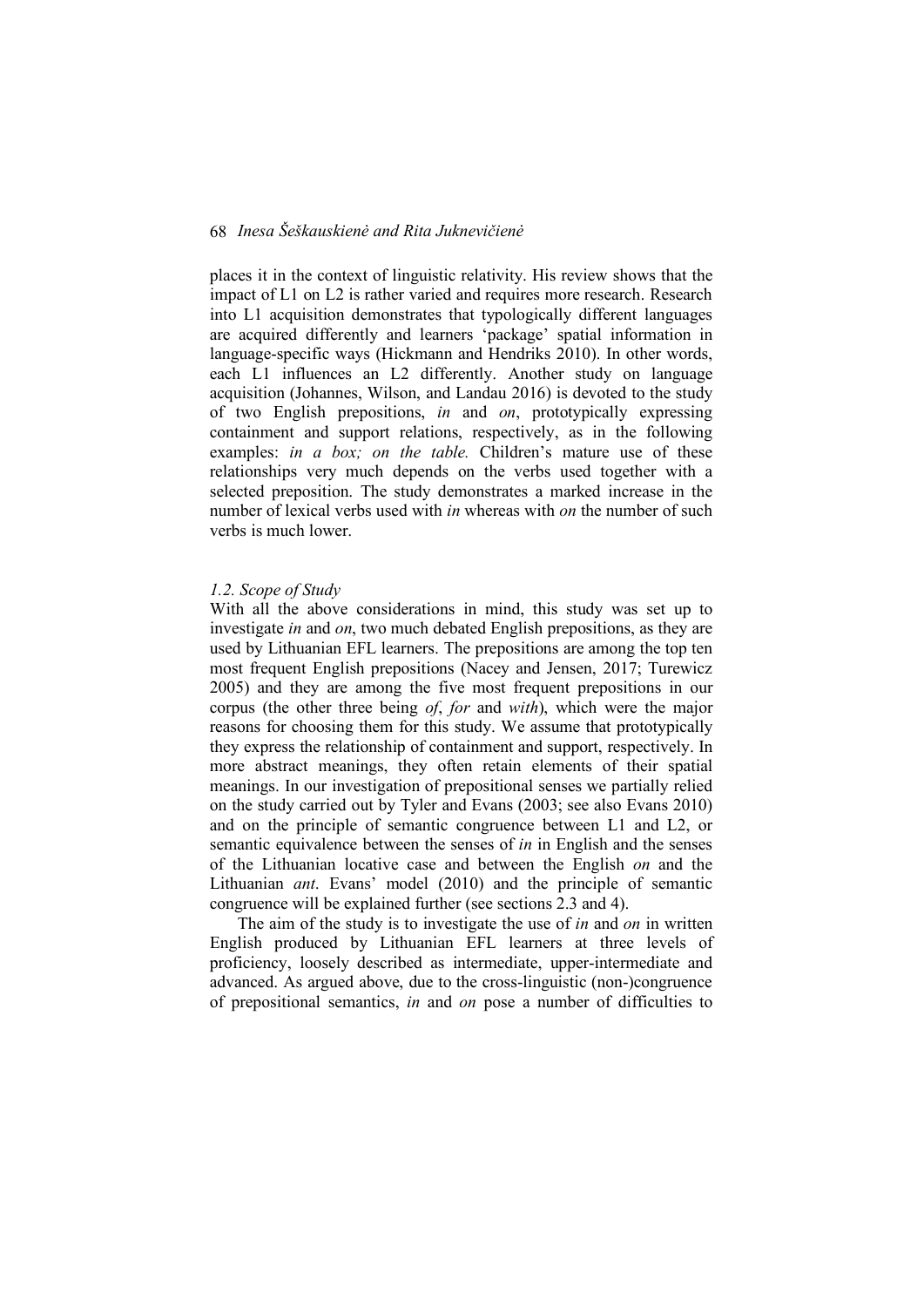places it in the context of linguistic relativity. His review shows that the impact of L1 on L2 is rather varied and requires more research. Research into L1 acquisition demonstrates that typologically different languages are acquired differently and learners 'package' spatial information in language-specific ways (Hickmann and Hendriks 2010). In other words, each L1 influences an L2 differently. Another study on language acquisition (Johannes, Wilson, and Landau 2016) is devoted to the study of two English prepositions, *in* and *on*, prototypically expressing containment and support relations, respectively, as in the following examples: *in a box; on the table.* Children's mature use of these relationships very much depends on the verbs used together with a selected preposition. The study demonstrates a marked increase in the number of lexical verbs used with *in* whereas with *on* the number of such verbs is much lower.

### *1.2. Scope of Study*

With all the above considerations in mind, this study was set up to investigate *in* and *on*, two much debated English prepositions, as they are used by Lithuanian EFL learners. The prepositions are among the top ten most frequent English prepositions (Nacey and Jensen, 2017; Turewicz 2005) and they are among the five most frequent prepositions in our corpus (the other three being *of*, *for* and *with*), which were the major reasons for choosing them for this study. We assume that prototypically they express the relationship of containment and support, respectively. In more abstract meanings, they often retain elements of their spatial meanings. In our investigation of prepositional senses we partially relied on the study carried out by Tyler and Evans (2003; see also Evans 2010) and on the principle of semantic congruence between L1 and L2, or semantic equivalence between the senses of *in* in English and the senses of the Lithuanian locative case and between the English *on* and the Lithuanian *ant*. Evans' model (2010) and the principle of semantic congruence will be explained further (see sections 2.3 and 4).

The aim of the study is to investigate the use of *in* and *on* in written English produced by Lithuanian EFL learners at three levels of proficiency, loosely described as intermediate, upper-intermediate and advanced. As argued above, due to the cross-linguistic (non-)congruence of prepositional semantics, *in* and *on* pose a number of difficulties to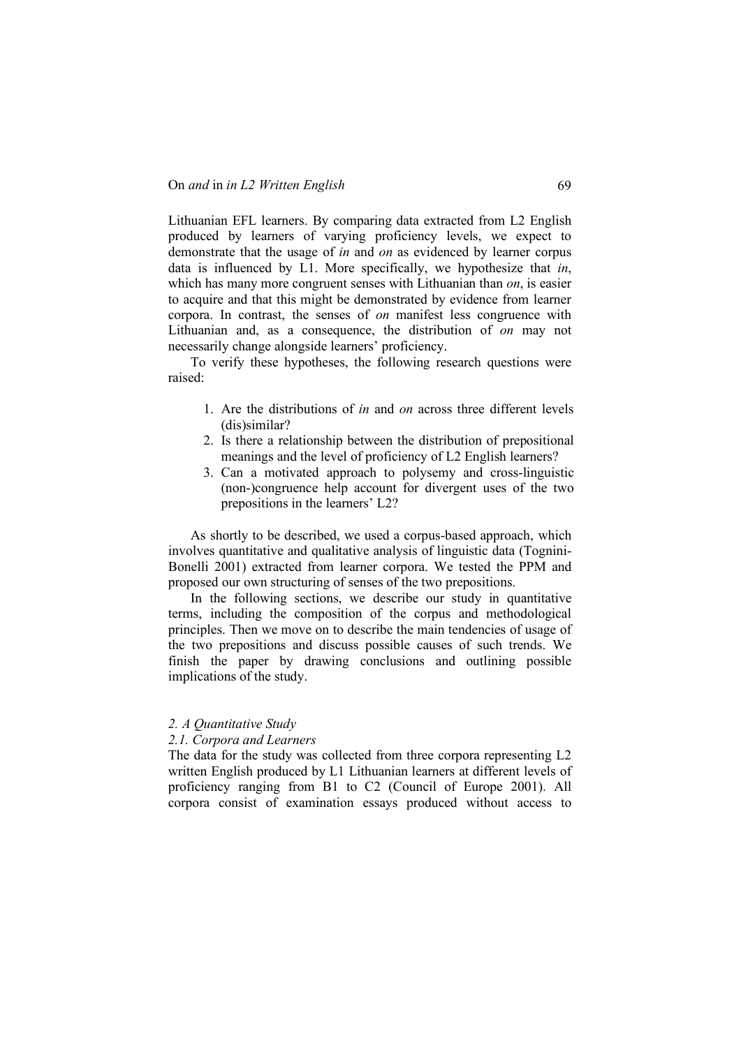Lithuanian EFL learners. By comparing data extracted from L2 English produced by learners of varying proficiency levels, we expect to demonstrate that the usage of *in* and *on* as evidenced by learner corpus data is influenced by L1. More specifically, we hypothesize that *in*, which has many more congruent senses with Lithuanian than *on*, is easier to acquire and that this might be demonstrated by evidence from learner corpora. In contrast, the senses of *on* manifest less congruence with Lithuanian and, as a consequence, the distribution of *on* may not necessarily change alongside learners' proficiency.

To verify these hypotheses, the following research questions were raised:

1. Are the distributions of *in* and *on* across three different levels (dis)similar?
2. Is there a relationship between the distribution of prepositional meanings and the level of proficiency of L2 English learners?
3. Can a motivated approach to polysemy and cross-linguistic (non-)congruence help account for divergent uses of the two prepositions in the learners' L2?

As shortly to be described, we used a corpus-based approach, which involves quantitative and qualitative analysis of linguistic data (Tognini-Bonelli 2001) extracted from learner corpora. We tested the PPM and proposed our own structuring of senses of the two prepositions.

In the following sections, we describe our study in quantitative terms, including the composition of the corpus and methodological principles. Then we move on to describe the main tendencies of usage of the two prepositions and discuss possible causes of such trends. We finish the paper by drawing conclusions and outlining possible implications of the study.

## *2. A Quantitative Study*

### *2.1. Corpora and Learners*

The data for the study was collected from three corpora representing L2 written English produced by L1 Lithuanian learners at different levels of proficiency ranging from B1 to C2 (Council of Europe 2001). All corpora consist of examination essays produced without access to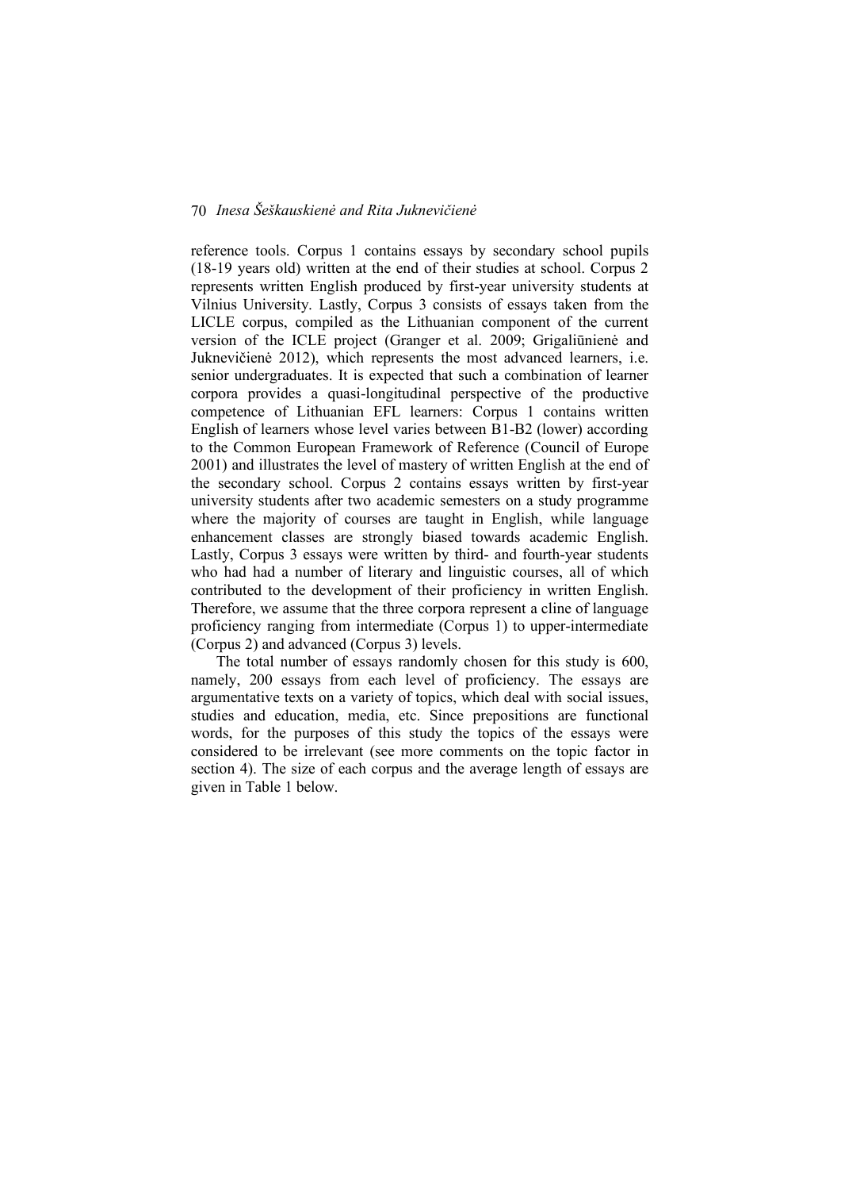reference tools. Corpus 1 contains essays by secondary school pupils (18-19 years old) written at the end of their studies at school. Corpus 2 represents written English produced by first-year university students at Vilnius University. Lastly, Corpus 3 consists of essays taken from the LICLE corpus, compiled as the Lithuanian component of the current version of the ICLE project (Granger et al. 2009; Grigaliūnienė and Juknevičienė 2012), which represents the most advanced learners, i.e. senior undergraduates. It is expected that such a combination of learner corpora provides a quasi-longitudinal perspective of the productive competence of Lithuanian EFL learners: Corpus 1 contains written English of learners whose level varies between B1-B2 (lower) according to the Common European Framework of Reference (Council of Europe 2001) and illustrates the level of mastery of written English at the end of the secondary school. Corpus 2 contains essays written by first-year university students after two academic semesters on a study programme where the majority of courses are taught in English, while language enhancement classes are strongly biased towards academic English. Lastly, Corpus 3 essays were written by third- and fourth-year students who had had a number of literary and linguistic courses, all of which contributed to the development of their proficiency in written English. Therefore, we assume that the three corpora represent a cline of language proficiency ranging from intermediate (Corpus 1) to upper-intermediate (Corpus 2) and advanced (Corpus 3) levels.

The total number of essays randomly chosen for this study is 600, namely, 200 essays from each level of proficiency. The essays are argumentative texts on a variety of topics, which deal with social issues, studies and education, media, etc. Since prepositions are functional words, for the purposes of this study the topics of the essays were considered to be irrelevant (see more comments on the topic factor in section 4). The size of each corpus and the average length of essays are given in Table 1 below.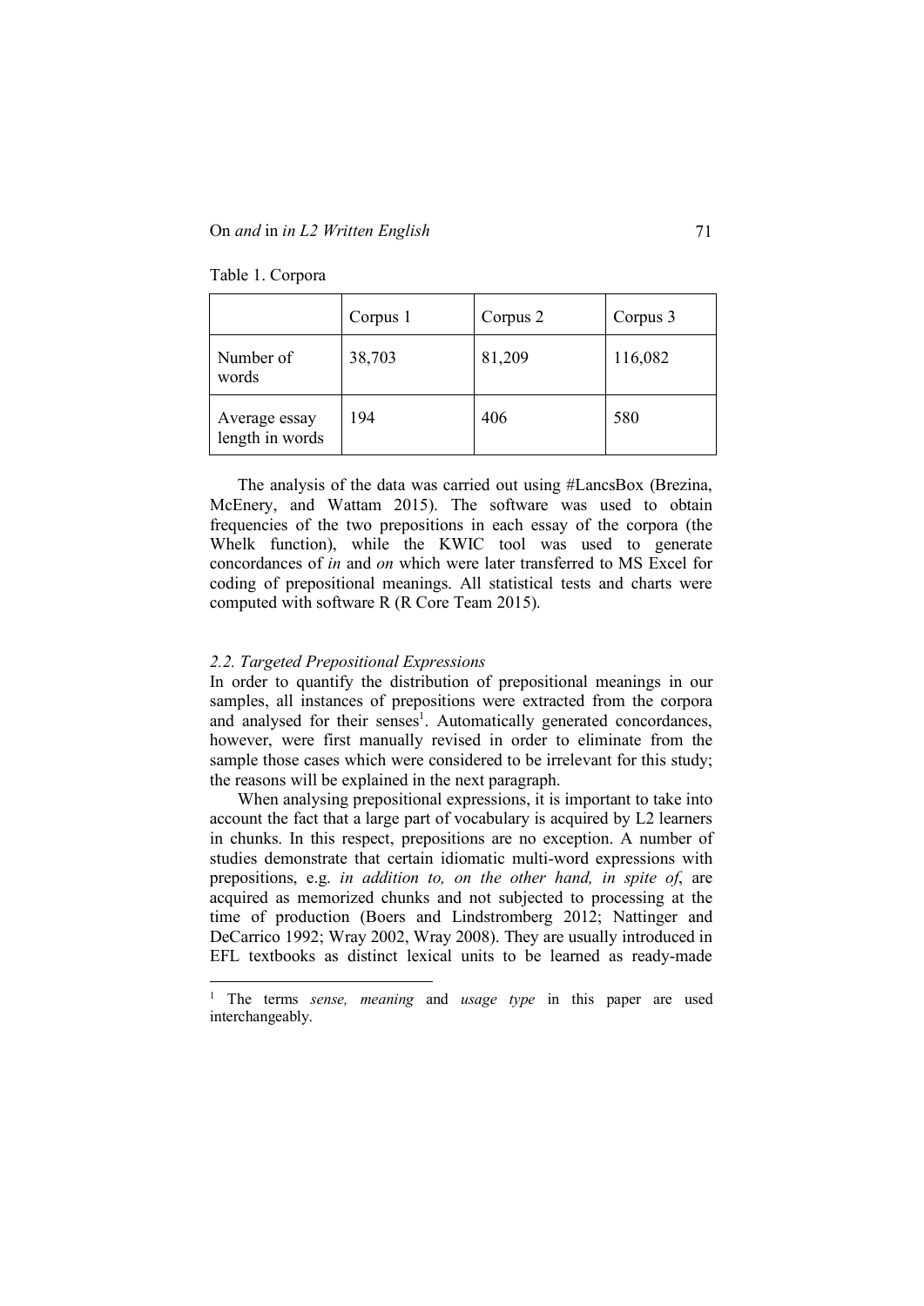Table 1. Corpora

| | Corpus 1 | Corpus 2 | Corpus 3 |
|---|---|---|---|
| Number of words | 38,703 | 81,209 | 116,082 |
| Average essay length in words | 194 | 406 | 580 |

The analysis of the data was carried out using #LancsBox (Brezina, McEnery, and Wattam 2015). The software was used to obtain frequencies of the two prepositions in each essay of the corpora (the Whelk function), while the KWIC tool was used to generate concordances of *in* and *on* which were later transferred to MS Excel for coding of prepositional meanings. All statistical tests and charts were computed with software R (R Core Team 2015).

### *2.2. Targeted Prepositional Expressions*

In order to quantify the distribution of prepositional meanings in our samples, all instances of prepositions were extracted from the corpora and analysed for their senses[1]. Automatically generated concordances, however, were first manually revised in order to eliminate from the sample those cases which were considered to be irrelevant for this study; the reasons will be explained in the next paragraph.

When analysing prepositional expressions, it is important to take into account the fact that a large part of vocabulary is acquired by L2 learners in chunks. In this respect, prepositions are no exception. A number of studies demonstrate that certain idiomatic multi-word expressions with prepositions, e.g. *in addition to, on the other hand, in spite of*, are acquired as memorized chunks and not subjected to processing at the time of production (Boers and Lindstromberg 2012; Nattinger and DeCarrico 1992; Wray 2002, Wray 2008). They are usually introduced in EFL textbooks as distinct lexical units to be learned as ready-made

[1] The terms *sense, meaning* and *usage type* in this paper are used interchangeably.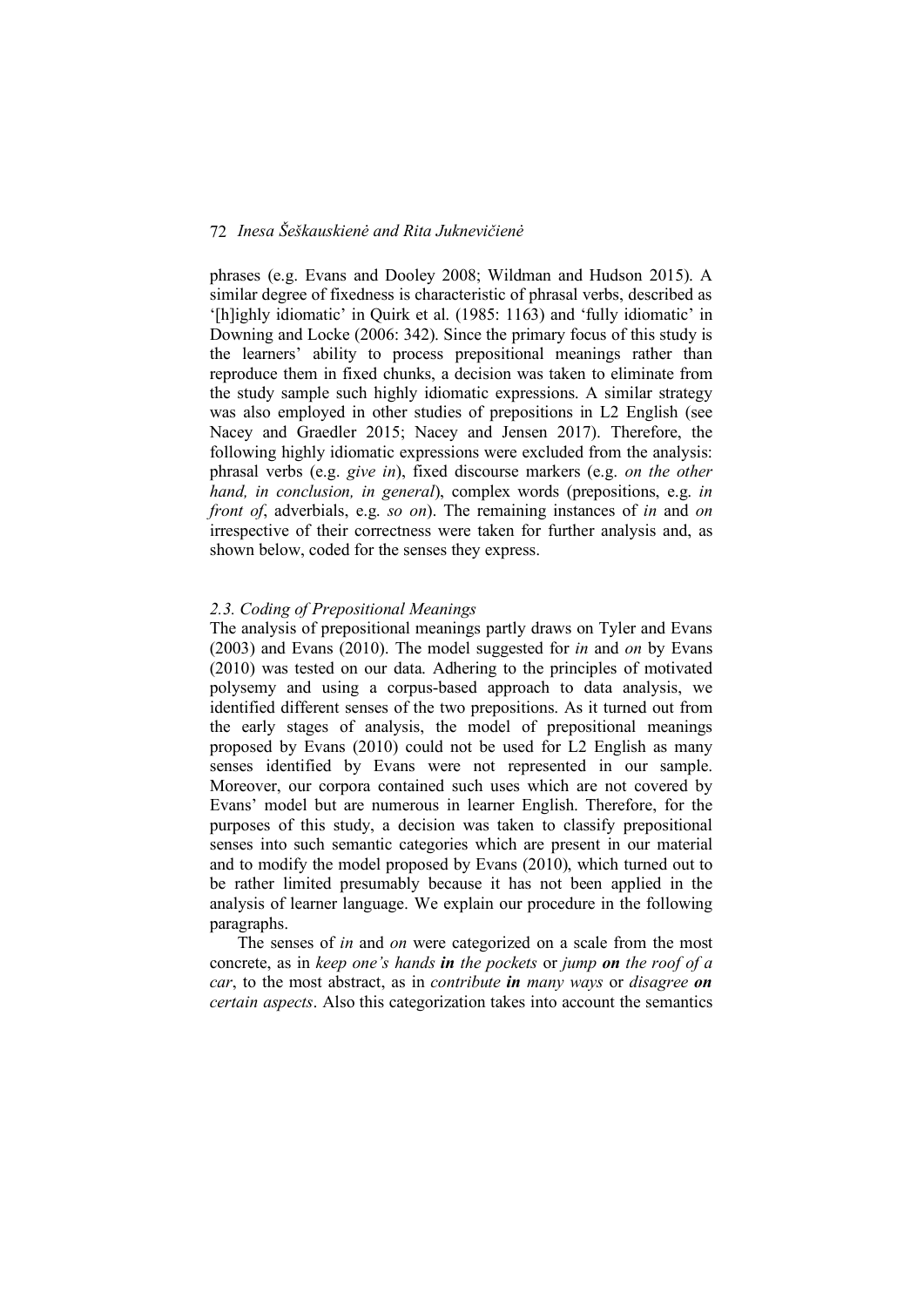phrases (e.g. Evans and Dooley 2008; Wildman and Hudson 2015). A similar degree of fixedness is characteristic of phrasal verbs, described as '[h]ighly idiomatic' in Quirk et al. (1985: 1163) and 'fully idiomatic' in Downing and Locke (2006: 342). Since the primary focus of this study is the learners' ability to process prepositional meanings rather than reproduce them in fixed chunks, a decision was taken to eliminate from the study sample such highly idiomatic expressions. A similar strategy was also employed in other studies of prepositions in L2 English (see Nacey and Graedler 2015; Nacey and Jensen 2017). Therefore, the following highly idiomatic expressions were excluded from the analysis: phrasal verbs (e.g. *give in*), fixed discourse markers (e.g. *on the other hand, in conclusion, in general*), complex words (prepositions, e.g. *in front of*, adverbials, e.g. *so on*). The remaining instances of *in* and *on* irrespective of their correctness were taken for further analysis and, as shown below, coded for the senses they express.

### *2.3. Coding of Prepositional Meanings*

The analysis of prepositional meanings partly draws on Tyler and Evans (2003) and Evans (2010). The model suggested for *in* and *on* by Evans (2010) was tested on our data. Adhering to the principles of motivated polysemy and using a corpus-based approach to data analysis, we identified different senses of the two prepositions. As it turned out from the early stages of analysis, the model of prepositional meanings proposed by Evans (2010) could not be used for L2 English as many senses identified by Evans were not represented in our sample. Moreover, our corpora contained such uses which are not covered by Evans' model but are numerous in learner English. Therefore, for the purposes of this study, a decision was taken to classify prepositional senses into such semantic categories which are present in our material and to modify the model proposed by Evans (2010), which turned out to be rather limited presumably because it has not been applied in the analysis of learner language. We explain our procedure in the following paragraphs.

The senses of *in* and *on* were categorized on a scale from the most concrete, as in *keep one's hands **in** the pockets* or *jump **on** the roof of a car*, to the most abstract, as in *contribute **in** many ways* or *disagree **on** certain aspects*. Also this categorization takes into account the semantics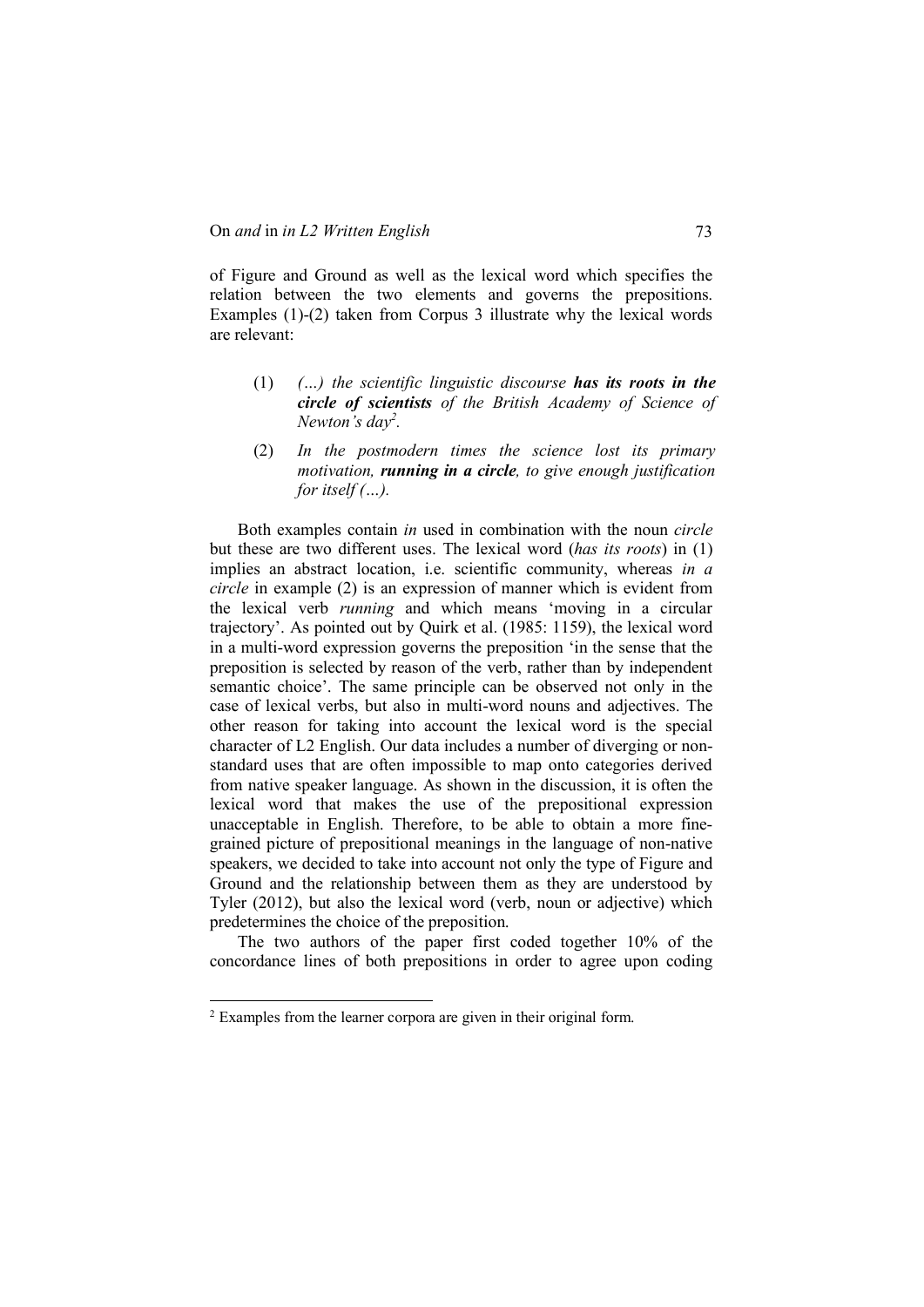of Figure and Ground as well as the lexical word which specifies the relation between the two elements and governs the prepositions. Examples (1)-(2) taken from Corpus 3 illustrate why the lexical words are relevant:

(1) *(…) the scientific linguistic discourse **has its roots in the circle of scientists** of the British Academy of Science of Newton's day*[2].

(2) *In the postmodern times the science lost its primary motivation, **running in a circle**, to give enough justification for itself (…).*

Both examples contain *in* used in combination with the noun *circle* but these are two different uses. The lexical word (*has its roots*) in (1) implies an abstract location, i.e. scientific community, whereas *in a circle* in example (2) is an expression of manner which is evident from the lexical verb *running* and which means 'moving in a circular trajectory'. As pointed out by Quirk et al. (1985: 1159), the lexical word in a multi-word expression governs the preposition 'in the sense that the preposition is selected by reason of the verb, rather than by independent semantic choice'. The same principle can be observed not only in the case of lexical verbs, but also in multi-word nouns and adjectives. The other reason for taking into account the lexical word is the special character of L2 English. Our data includes a number of diverging or non-standard uses that are often impossible to map onto categories derived from native speaker language. As shown in the discussion, it is often the lexical word that makes the use of the prepositional expression unacceptable in English. Therefore, to be able to obtain a more fine-grained picture of prepositional meanings in the language of non-native speakers, we decided to take into account not only the type of Figure and Ground and the relationship between them as they are understood by Tyler (2012), but also the lexical word (verb, noun or adjective) which predetermines the choice of the preposition.

The two authors of the paper first coded together 10% of the concordance lines of both prepositions in order to agree upon coding

[2] Examples from the learner corpora are given in their original form.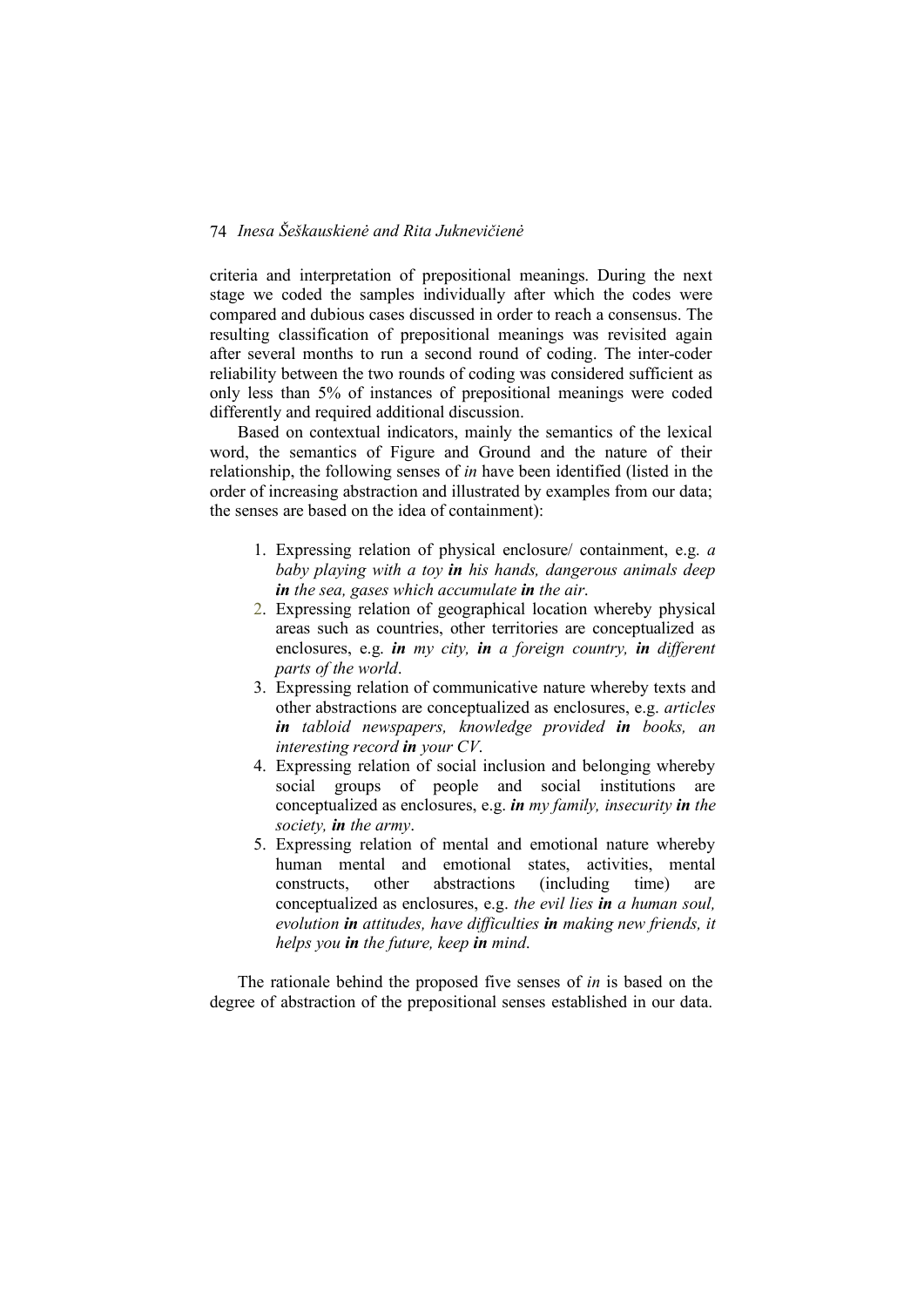criteria and interpretation of prepositional meanings. During the next stage we coded the samples individually after which the codes were compared and dubious cases discussed in order to reach a consensus. The resulting classification of prepositional meanings was revisited again after several months to run a second round of coding. The inter-coder reliability between the two rounds of coding was considered sufficient as only less than 5% of instances of prepositional meanings were coded differently and required additional discussion.

Based on contextual indicators, mainly the semantics of the lexical word, the semantics of Figure and Ground and the nature of their relationship, the following senses of *in* have been identified (listed in the order of increasing abstraction and illustrated by examples from our data; the senses are based on the idea of containment):

1. Expressing relation of physical enclosure/ containment, e.g. *a baby playing with a toy **in** his hands, dangerous animals deep **in** the sea, gases which accumulate **in** the air*.
2. Expressing relation of geographical location whereby physical areas such as countries, other territories are conceptualized as enclosures, e.g. ***in** my city, **in** a foreign country, **in** different parts of the world*.
3. Expressing relation of communicative nature whereby texts and other abstractions are conceptualized as enclosures, e.g. *articles **in** tabloid newspapers, knowledge provided **in** books, an interesting record **in** your CV*.
4. Expressing relation of social inclusion and belonging whereby social groups of people and social institutions are conceptualized as enclosures, e.g. ***in** my family, insecurity **in** the society, **in** the army*.
5. Expressing relation of mental and emotional nature whereby human mental and emotional states, activities, mental constructs, other abstractions (including time) are conceptualized as enclosures, e.g. *the evil lies **in** a human soul, evolution **in** attitudes, have difficulties **in** making new friends, it helps you **in** the future, keep **in** mind*.

The rationale behind the proposed five senses of *in* is based on the degree of abstraction of the prepositional senses established in our data.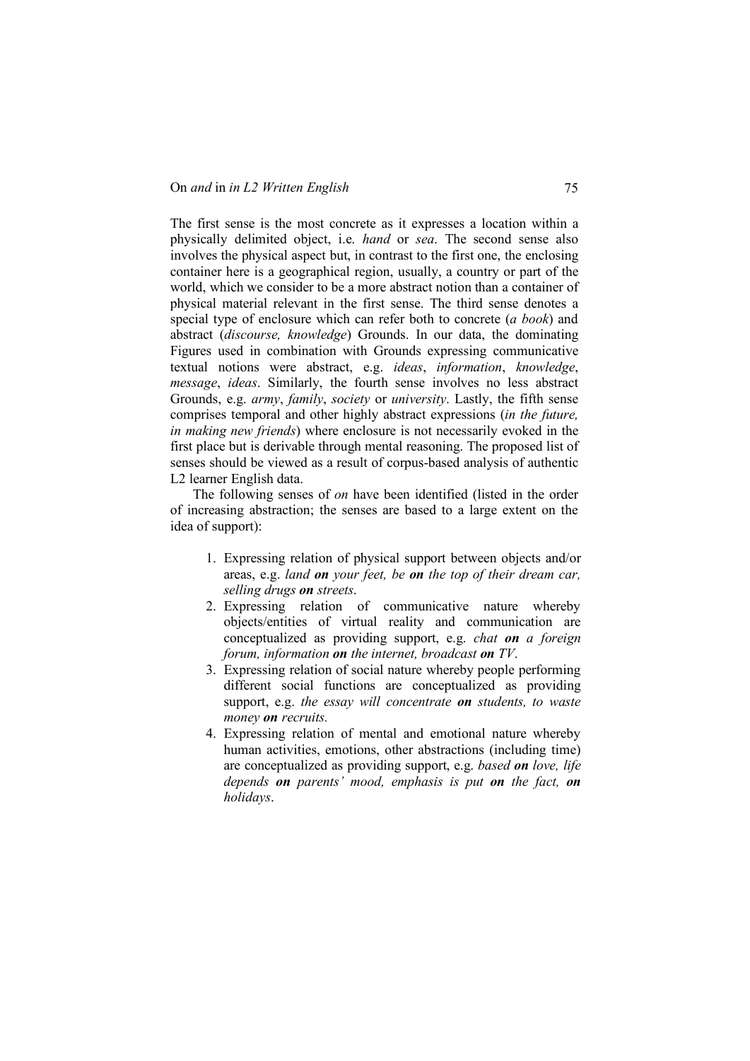The first sense is the most concrete as it expresses a location within a physically delimited object, i.e. *hand* or *sea*. The second sense also involves the physical aspect but, in contrast to the first one, the enclosing container here is a geographical region, usually, a country or part of the world, which we consider to be a more abstract notion than a container of physical material relevant in the first sense. The third sense denotes a special type of enclosure which can refer both to concrete (*a book*) and abstract (*discourse, knowledge*) Grounds. In our data, the dominating Figures used in combination with Grounds expressing communicative textual notions were abstract, e.g. *ideas*, *information*, *knowledge*, *message*, *ideas*. Similarly, the fourth sense involves no less abstract Grounds, e.g. *army*, *family*, *society* or *university*. Lastly, the fifth sense comprises temporal and other highly abstract expressions (*in the future, in making new friends*) where enclosure is not necessarily evoked in the first place but is derivable through mental reasoning. The proposed list of senses should be viewed as a result of corpus-based analysis of authentic L2 learner English data.

The following senses of *on* have been identified (listed in the order of increasing abstraction; the senses are based to a large extent on the idea of support):

1. Expressing relation of physical support between objects and/or areas, e.g. *land **on** your feet, be **on** the top of their dream car, selling drugs **on** streets*.
2. Expressing relation of communicative nature whereby objects/entities of virtual reality and communication are conceptualized as providing support, e.g. *chat **on** a foreign forum, information **on** the internet, broadcast **on** TV*.
3. Expressing relation of social nature whereby people performing different social functions are conceptualized as providing support, e.g. *the essay will concentrate **on** students, to waste money **on** recruits.*
4. Expressing relation of mental and emotional nature whereby human activities, emotions, other abstractions (including time) are conceptualized as providing support, e.g. *based **on** love, life depends **on** parents' mood, emphasis is put **on** the fact, **on** holidays*.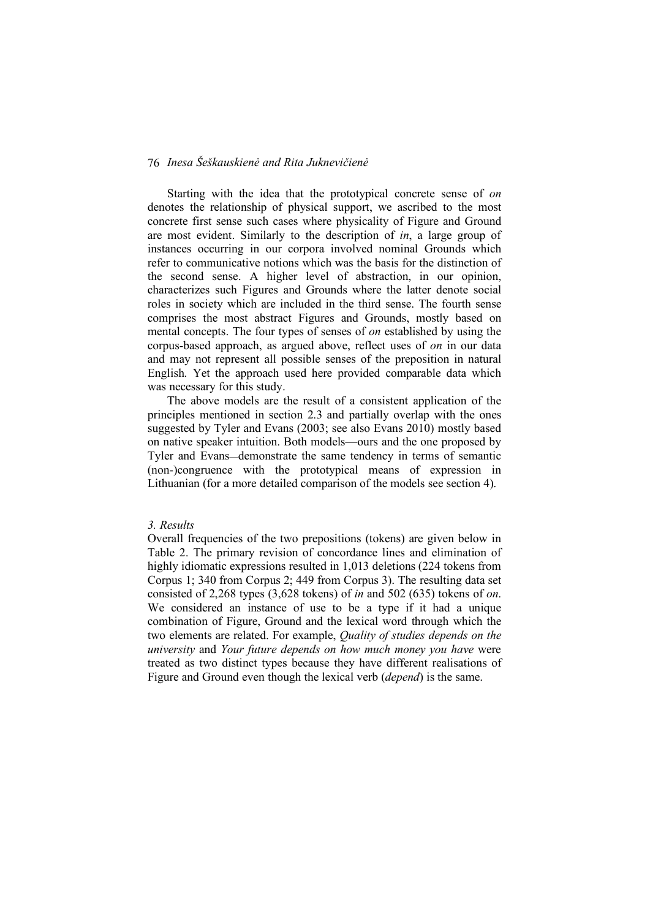Starting with the idea that the prototypical concrete sense of *on* denotes the relationship of physical support, we ascribed to the most concrete first sense such cases where physicality of Figure and Ground are most evident. Similarly to the description of *in*, a large group of instances occurring in our corpora involved nominal Grounds which refer to communicative notions which was the basis for the distinction of the second sense. A higher level of abstraction, in our opinion, characterizes such Figures and Grounds where the latter denote social roles in society which are included in the third sense. The fourth sense comprises the most abstract Figures and Grounds, mostly based on mental concepts. The four types of senses of *on* established by using the corpus-based approach, as argued above, reflect uses of *on* in our data and may not represent all possible senses of the preposition in natural English. Yet the approach used here provided comparable data which was necessary for this study.

The above models are the result of a consistent application of the principles mentioned in section 2.3 and partially overlap with the ones suggested by Tyler and Evans (2003; see also Evans 2010) mostly based on native speaker intuition. Both models—ours and the one proposed by Tyler and Evans—demonstrate the same tendency in terms of semantic (non-)congruence with the prototypical means of expression in Lithuanian (for a more detailed comparison of the models see section 4).

### *3. Results*

Overall frequencies of the two prepositions (tokens) are given below in Table 2. The primary revision of concordance lines and elimination of highly idiomatic expressions resulted in 1,013 deletions (224 tokens from Corpus 1; 340 from Corpus 2; 449 from Corpus 3). The resulting data set consisted of 2,268 types (3,628 tokens) of *in* and 502 (635) tokens of *on*. We considered an instance of use to be a type if it had a unique combination of Figure, Ground and the lexical word through which the two elements are related. For example, *Quality of studies depends on the university* and *Your future depends on how much money you have* were treated as two distinct types because they have different realisations of Figure and Ground even though the lexical verb (*depend*) is the same.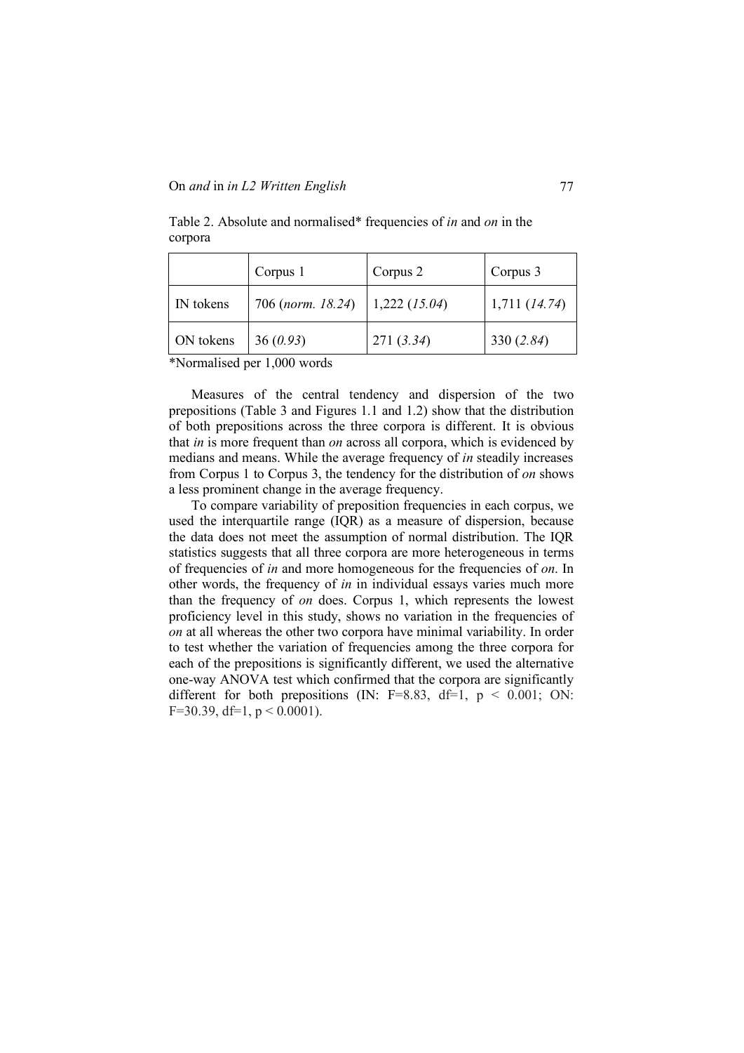Table 2. Absolute and normalised* frequencies of *in* and *on* in the corpora

| | Corpus 1 | Corpus 2 | Corpus 3 |
|---|---|---|---|
| IN tokens | 706 (*norm. 18.24*) | 1,222 (*15.04*) | 1,711 (*14.74*) |
| ON tokens | 36 (*0.93*) | 271 (*3.34*) | 330 (*2.84*) |

*Normalised per 1,000 words

Measures of the central tendency and dispersion of the two prepositions (Table 3 and Figures 1.1 and 1.2) show that the distribution of both prepositions across the three corpora is different. It is obvious that *in* is more frequent than *on* across all corpora, which is evidenced by medians and means. While the average frequency of *in* steadily increases from Corpus 1 to Corpus 3, the tendency for the distribution of *on* shows a less prominent change in the average frequency.

To compare variability of preposition frequencies in each corpus, we used the interquartile range (IQR) as a measure of dispersion, because the data does not meet the assumption of normal distribution. The IQR statistics suggests that all three corpora are more heterogeneous in terms of frequencies of *in* and more homogeneous for the frequencies of *on*. In other words, the frequency of *in* in individual essays varies much more than the frequency of *on* does. Corpus 1, which represents the lowest proficiency level in this study, shows no variation in the frequencies of *on* at all whereas the other two corpora have minimal variability. In order to test whether the variation of frequencies among the three corpora for each of the prepositions is significantly different, we used the alternative one-way ANOVA test which confirmed that the corpora are significantly different for both prepositions (IN: $F=8.83$, $df=1$, $p < 0.001$; ON: $F=30.39$, $df=1$, $p < 0.0001$).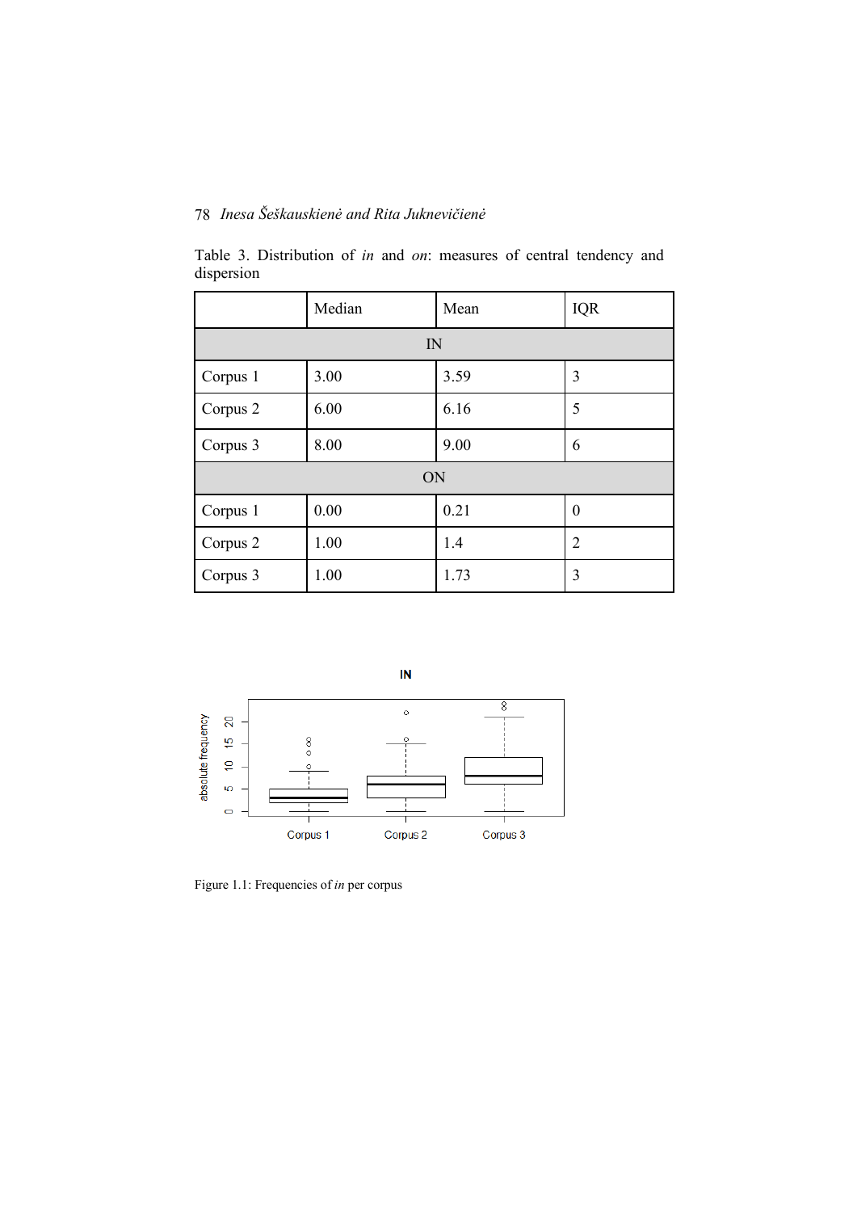Table 3. Distribution of *in* and *on*: measures of central tendency and dispersion

| | Median | Mean | IQR |
|---|---|---|---|
| IN | | | |
| Corpus 1 | 3.00 | 3.59 | 3 |
| Corpus 2 | 6.00 | 6.16 | 5 |
| Corpus 3 | 8.00 | 9.00 | 6 |
| ON | | | |
| Corpus 1 | 0.00 | 0.21 | 0 |
| Corpus 2 | 1.00 | 1.4 | 2 |
| Corpus 3 | 1.00 | 1.73 | 3 |

Figure 1.1: Frequencies of *in* per corpus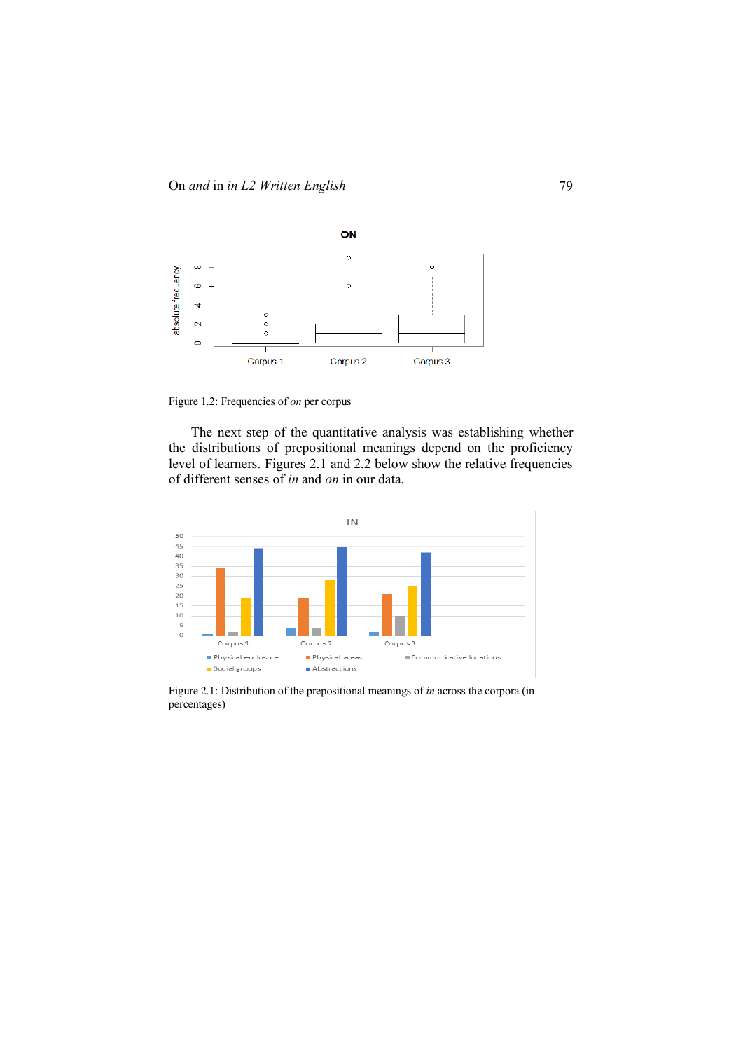Figure 1.2: Frequencies of *on* per corpus

The next step of the quantitative analysis was establishing whether the distributions of prepositional meanings depend on the proficiency level of learners. Figures 2.1 and 2.2 below show the relative frequencies of different senses of *in* and *on* in our data.

Figure 2.1: Distribution of the prepositional meanings of *in* across the corpora (in percentages)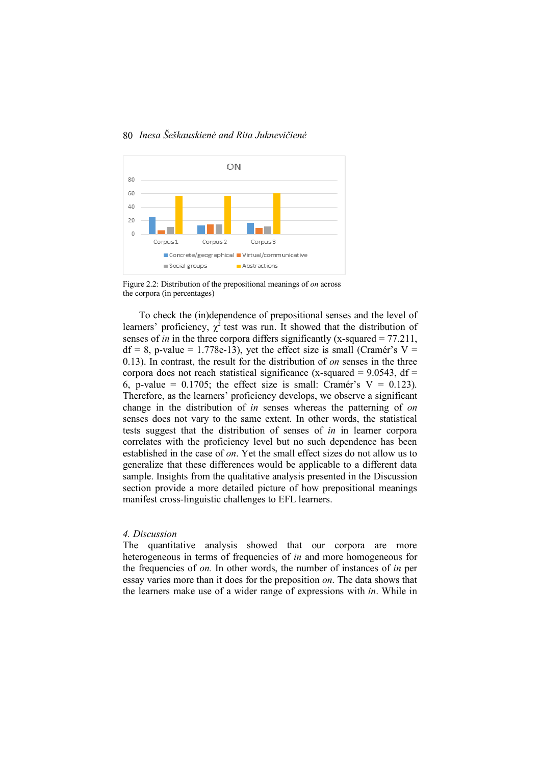Figure 2.2: Distribution of the prepositional meanings of *on* across the corpora (in percentages)

To check the (in)dependence of prepositional senses and the level of learners' proficiency, $\chi^2$ test was run. It showed that the distribution of senses of *in* in the three corpora differs significantly (x-squared = 77.211, df = 8, p-value = 1.778e-13), yet the effect size is small (Cramér's V = 0.13). In contrast, the result for the distribution of *on* senses in the three corpora does not reach statistical significance (x-squared = 9.0543, df = 6, p-value = 0.1705; the effect size is small: Cramér's V = 0.123). Therefore, as the learners' proficiency develops, we observe a significant change in the distribution of *in* senses whereas the patterning of *on* senses does not vary to the same extent. In other words, the statistical tests suggest that the distribution of senses of *in* in learner corpora correlates with the proficiency level but no such dependence has been established in the case of *on*. Yet the small effect sizes do not allow us to generalize that these differences would be applicable to a different data sample. Insights from the qualitative analysis presented in the Discussion section provide a more detailed picture of how prepositional meanings manifest cross-linguistic challenges to EFL learners.

## *4. Discussion*

The quantitative analysis showed that our corpora are more heterogeneous in terms of frequencies of *in* and more homogeneous for the frequencies of *on.* In other words, the number of instances of *in* per essay varies more than it does for the preposition *on*. The data shows that the learners make use of a wider range of expressions with *in*. While in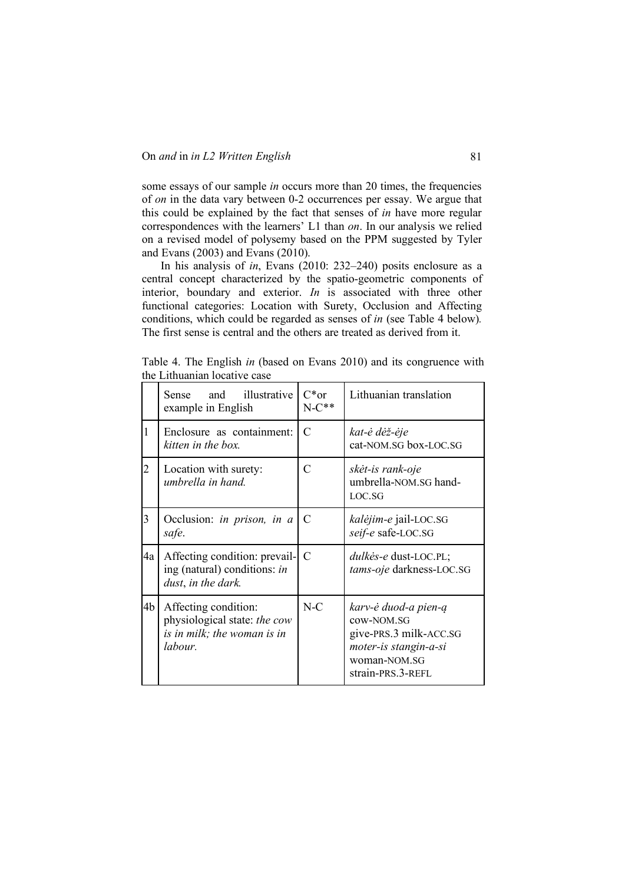some essays of our sample *in* occurs more than 20 times, the frequencies of *on* in the data vary between 0-2 occurrences per essay. We argue that this could be explained by the fact that senses of *in* have more regular correspondences with the learners' L1 than *on*. In our analysis we relied on a revised model of polysemy based on the PPM suggested by Tyler and Evans (2003) and Evans (2010).

In his analysis of *in*, Evans (2010: 232–240) posits enclosure as a central concept characterized by the spatio-geometric components of interior, boundary and exterior. *In* is associated with three other functional categories: Location with Surety, Occlusion and Affecting conditions, which could be regarded as senses of *in* (see Table 4 below). The first sense is central and the others are treated as derived from it.

Table 4. The English *in* (based on Evans 2010) and its congruence with the Lithuanian locative case

| | Sense and illustrative example in English | C* or N-C** | Lithuanian translation |
|---|---|---|---|
| 1 | Enclosure as containment: *kitten in the box.* | C | *kat-ė dėž-ėje* cat-NOM.SG box-LOC.SG |
| 2 | Location with surety: *umbrella in hand.* | C | *skėt-is rank-oje* umbrella-NOM.SG hand-LOC.SG |
| 3 | Occlusion: *in prison, in a safe*. | C | *kalėjim-e* jail-LOC.SG *seif-e* safe-LOC.SG |
| 4a | Affecting condition: prevailing (natural) conditions: *in dust, in the dark.* | C | *dulkės-e* dust-LOC.PL; *tams-oje* darkness-LOC.SG |
| 4b | Affecting condition: physiological state: *the cow is in milk; the woman is in labour.* | N-C | *karv-ė duod-a pien-ą* cow-NOM.SG give-PRS.3 milk-ACC.SG *moter-is stangin-a-si* woman-NOM.SG strain-PRS.3-REFL |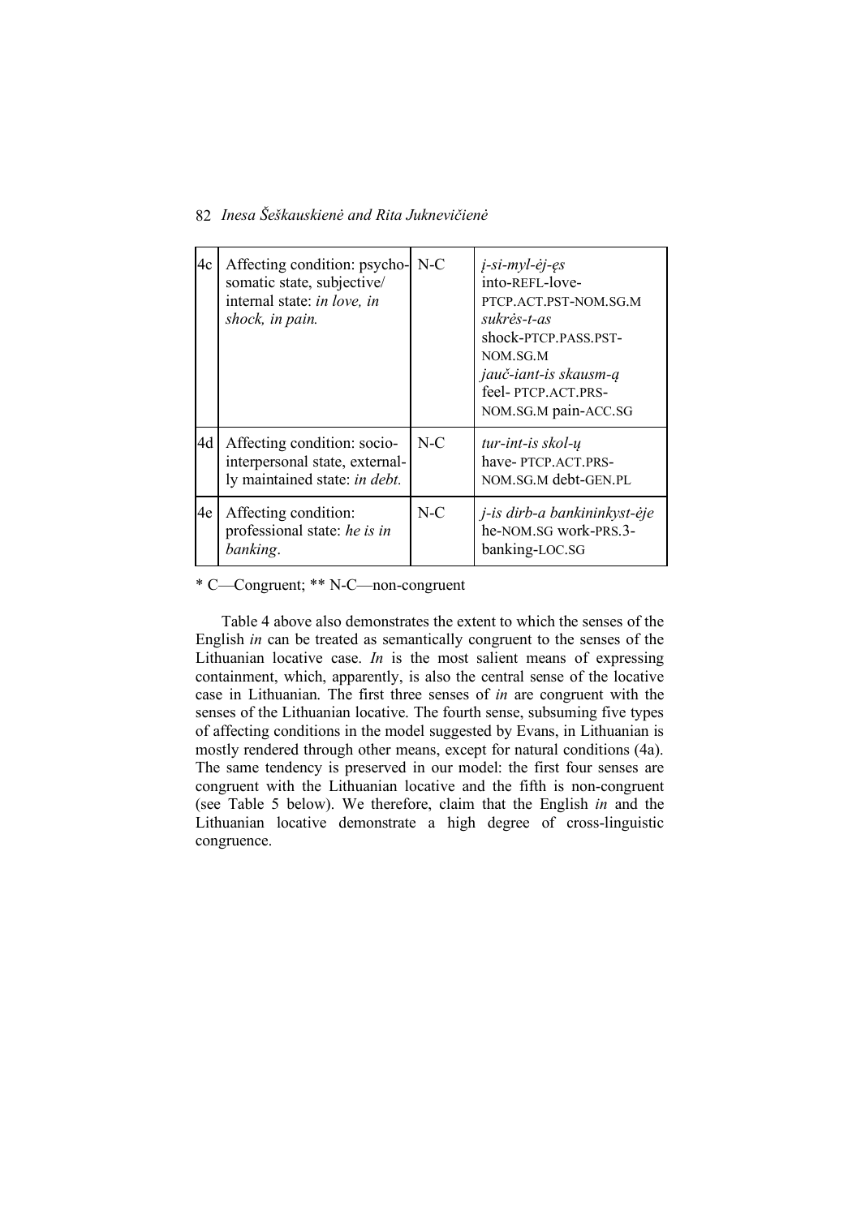| | | | |
|---|---|---|---|
| 4c | Affecting condition: psycho-somatic state, subjective/ internal state: *in love, in shock, in pain.* | N-C | *į-si-myl-ėj-ęs* into-REFL-love-PTCP.ACT.PST-NOM.SG.M *sukrės-t-as* shock-PTCP.PASS.PST-NOM.SG.M *jauč-iant-is skausm-ą* feel- PTCP.ACT.PRS-NOM.SG.M pain-ACC.SG |
| 4d | Affecting condition: socio-interpersonal state, externally maintained state: *in debt.* | N-C | *tur-int-is skol-ų* have- PTCP.ACT.PRS-NOM.SG.M debt-GEN.PL |
| 4e | Affecting condition: professional state: *he is in banking*. | N-C | *j-is dirb-a bankininkyst-ėje* he-NOM.SG work-PRS.3-banking-LOC.SG |

\* C—Congruent; ** N-C—non-congruent

Table 4 above also demonstrates the extent to which the senses of the English *in* can be treated as semantically congruent to the senses of the Lithuanian locative case. *In* is the most salient means of expressing containment, which, apparently, is also the central sense of the locative case in Lithuanian. The first three senses of *in* are congruent with the senses of the Lithuanian locative. The fourth sense, subsuming five types of affecting conditions in the model suggested by Evans, in Lithuanian is mostly rendered through other means, except for natural conditions (4a). The same tendency is preserved in our model: the first four senses are congruent with the Lithuanian locative and the fifth is non-congruent (see Table 5 below). We therefore, claim that the English *in* and the Lithuanian locative demonstrate a high degree of cross-linguistic congruence.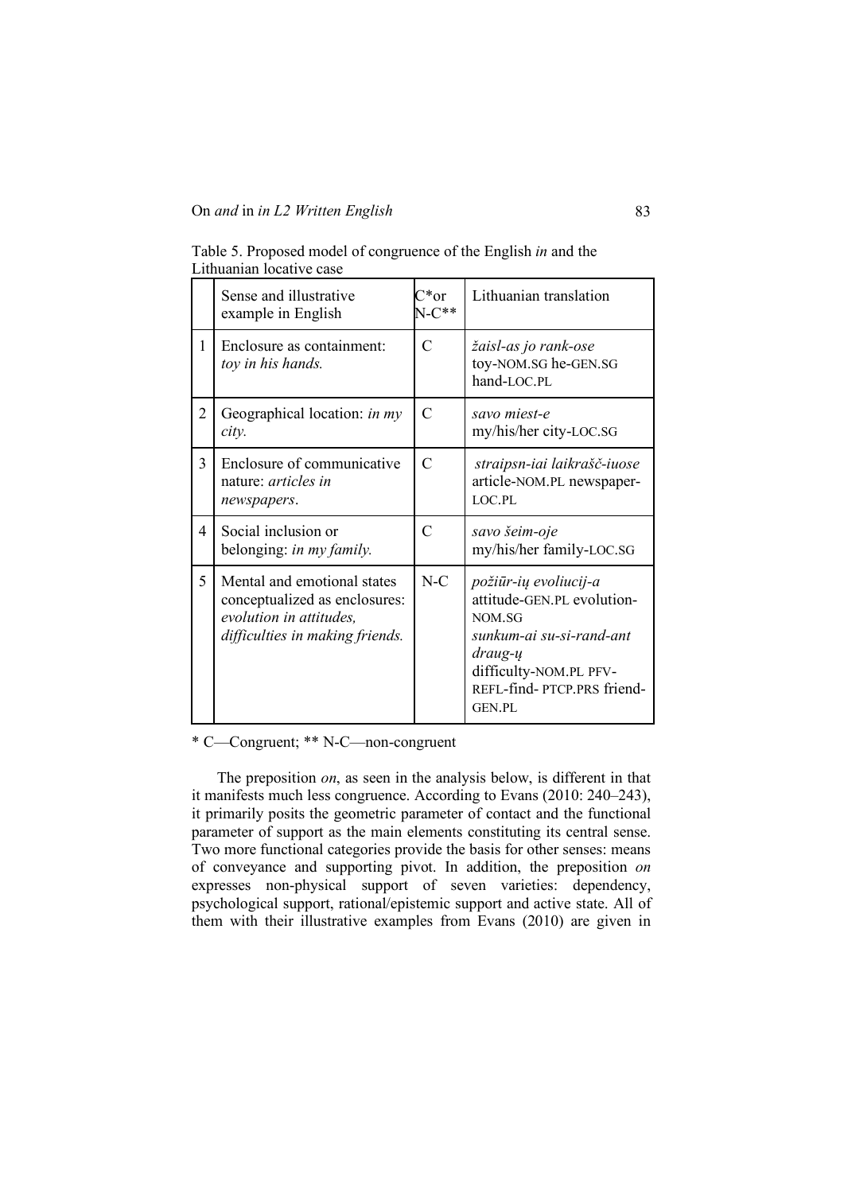Table 5. Proposed model of congruence of the English *in* and the Lithuanian locative case

| | Sense and illustrative example in English | C*or N-C** | Lithuanian translation |
|---|---|---|---|
| 1 | Enclosure as containment: *toy in his hands.* | C | *žaisl-as jo rank-ose* toy-NOM.SG he-GEN.SG hand-LOC.PL |
| 2 | Geographical location: *in my city.* | C | *savo miest-e* my/his/her city-LOC.SG |
| 3 | Enclosure of communicative nature: *articles in newspapers*. | C | *straipsn-iai laikrašč-iuose* article-NOM.PL newspaper-LOC.PL |
| 4 | Social inclusion or belonging: *in my family.* | C | *savo šeim-oje* my/his/her family-LOC.SG |
| 5 | Mental and emotional states conceptualized as enclosures: *evolution in attitudes, difficulties in making friends.* | N-C | *požiūr-ių evoliucij-a* attitude-GEN.PL evolution-NOM.SG *sunkum-ai su-si-rand-ant draug-ų* difficulty-NOM.PL PFV-REFL-find- PTCP.PRS friend-GEN.PL |

\* C—Congruent; ** N-C—non-congruent

The preposition *on*, as seen in the analysis below, is different in that it manifests much less congruence. According to Evans (2010: 240–243), it primarily posits the geometric parameter of contact and the functional parameter of support as the main elements constituting its central sense. Two more functional categories provide the basis for other senses: means of conveyance and supporting pivot. In addition, the preposition *on* expresses non-physical support of seven varieties: dependency, psychological support, rational/epistemic support and active state. All of them with their illustrative examples from Evans (2010) are given in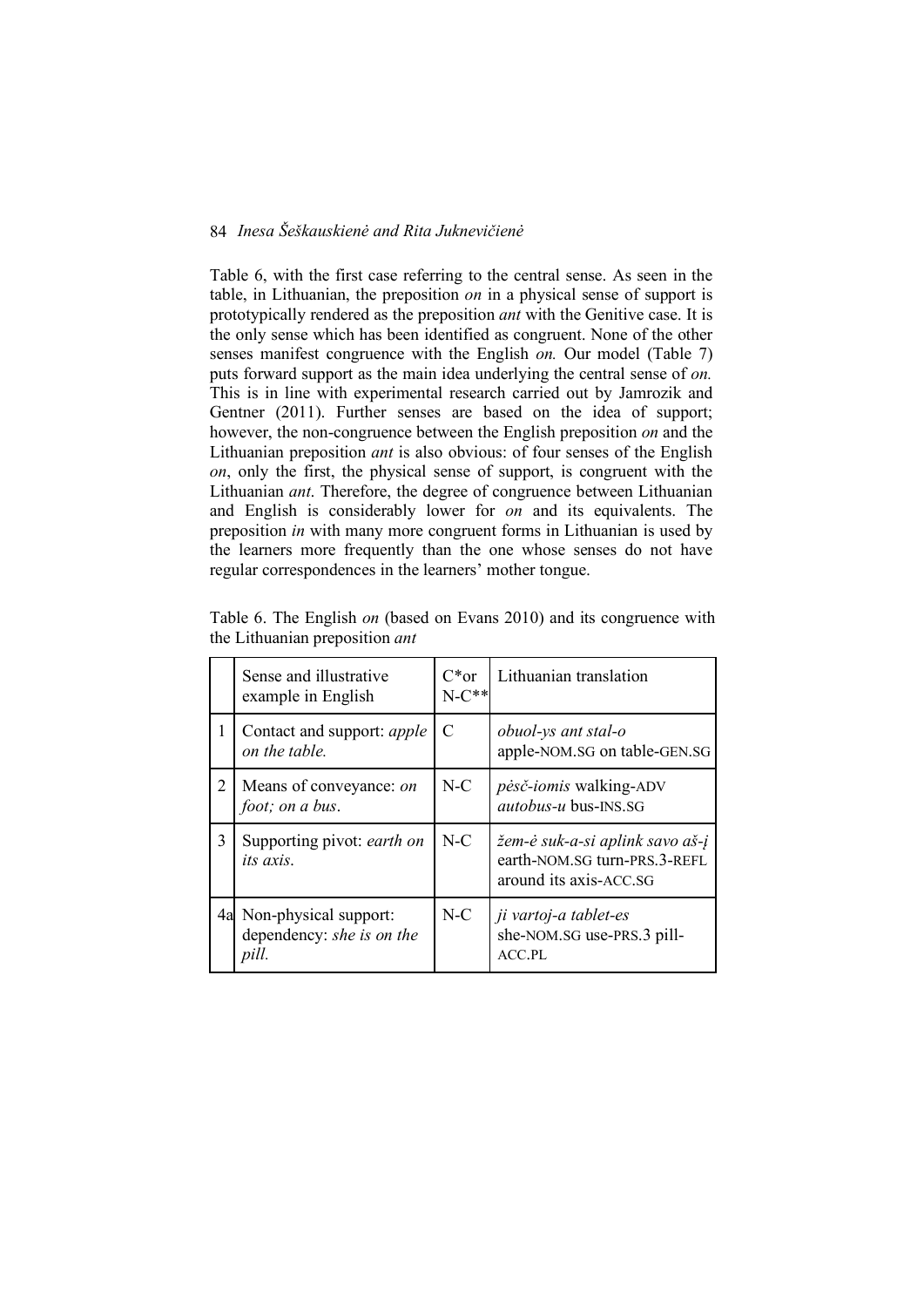Table 6, with the first case referring to the central sense. As seen in the table, in Lithuanian, the preposition *on* in a physical sense of support is prototypically rendered as the preposition *ant* with the Genitive case. It is the only sense which has been identified as congruent. None of the other senses manifest congruence with the English *on.* Our model (Table 7) puts forward support as the main idea underlying the central sense of *on.* This is in line with experimental research carried out by Jamrozik and Gentner (2011). Further senses are based on the idea of support; however, the non-congruence between the English preposition *on* and the Lithuanian preposition *ant* is also obvious: of four senses of the English *on*, only the first, the physical sense of support, is congruent with the Lithuanian *ant*. Therefore, the degree of congruence between Lithuanian and English is considerably lower for *on* and its equivalents. The preposition *in* with many more congruent forms in Lithuanian is used by the learners more frequently than the one whose senses do not have regular correspondences in the learners' mother tongue.

Table 6. The English *on* (based on Evans 2010) and its congruence with the Lithuanian preposition *ant*

| | Sense and illustrative example in English | C* or N-C** | Lithuanian translation |
|---|---|---|---|
| 1 | Contact and support: *apple on the table.* | C | *obuol-ys ant stal-o* apple-NOM.SG on table-GEN.SG |
| 2 | Means of conveyance: *on foot; on a bus*. | N-C | *pėsč-iomis* walking-ADV *autobus-u* bus-INS.SG |
| 3 | Supporting pivot: *earth on its axis*. | N-C | *žem-ė suk-a-si aplink savo aš-į* earth-NOM.SG turn-PRS.3-REFL around its axis-ACC.SG |
| 4a | Non-physical support: dependency: *she is on the pill.* | N-C | *ji vartoj-a tablet-es* she-NOM.SG use-PRS.3 pill-ACC.PL |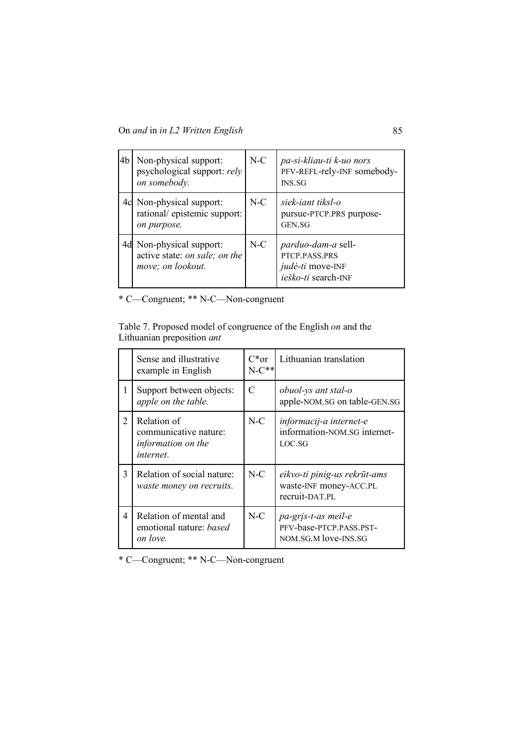| 4b | Non-physical support: psychological support: *rely on somebody.* | N-C | *pa-si-kliau-ti k-uo nors* PFV-REFL-rely-INF somebody-INS.SG |
|---|---|---|---|
| 4c | Non-physical support: rational/ epistemic support: *on purpose.* | N-C | *siek-iant tiksl-o* pursue-PTCP.PRS purpose-GEN.SG |
| 4d | Non-physical support: active state: *on sale; on the move; on lookout.* | N-C | *parduo-dam-a* sell-PTCP.PASS.PRS *judė-ti* move-INF *ieško-ti* search-INF |

\* C—Congruent; ** N-C—Non-congruent

Table 7. Proposed model of congruence of the English *on* and the Lithuanian preposition *ant*

| | Sense and illustrative example in English | C*or N-C** | Lithuanian translation |
|---|---|---|---|
| 1 | Support between objects: *apple on the table.* | C | *obuol-ys ant stal-o* apple-NOM.SG on table-GEN.SG |
| 2 | Relation of communicative nature: *information on the internet*. | N-C | *informacij-a internet-e* information-NOM.SG internet-LOC.SG |
| 3 | Relation of social nature: *waste money on recruits*. | N-C | *eikvo-ti pinig-us rekrūt-ams* waste-INF money-ACC.PL recruit-DAT.PL |
| 4 | Relation of mental and emotional nature: *based on love.* | N-C | *pa-grįs-t-as meil-e* PFV-base-PTCP.PASS.PST-NOM.SG.M love-INS.SG |

\* C—Congruent; ** N-C—Non-congruent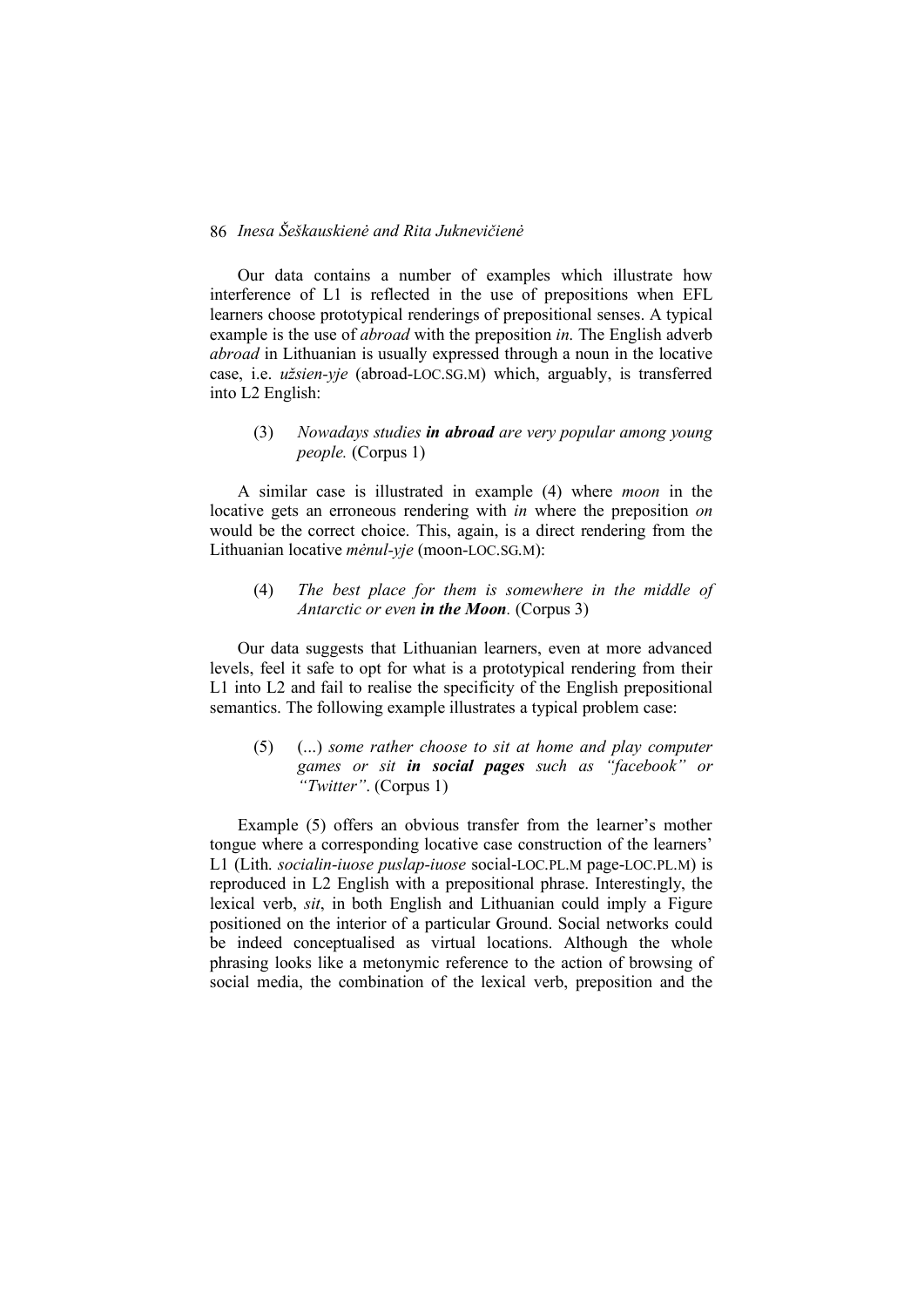Our data contains a number of examples which illustrate how interference of L1 is reflected in the use of prepositions when EFL learners choose prototypical renderings of prepositional senses. A typical example is the use of *abroad* with the preposition *in*. The English adverb *abroad* in Lithuanian is usually expressed through a noun in the locative case, i.e. *užsien-yje* (abroad-LOC.SG.M) which, arguably, is transferred into L2 English:

(3) *Nowadays studies* ***in abroad*** *are very popular among young people.* (Corpus 1)

A similar case is illustrated in example (4) where *moon* in the locative gets an erroneous rendering with *in* where the preposition *on* would be the correct choice. This, again, is a direct rendering from the Lithuanian locative *mėnul-yje* (moon-LOC.SG.M):

(4) *The best place for them is somewhere in the middle of Antarctic or even* ***in the Moon****.* (Corpus 3)

Our data suggests that Lithuanian learners, even at more advanced levels, feel it safe to opt for what is a prototypical rendering from their L1 into L2 and fail to realise the specificity of the English prepositional semantics. The following example illustrates a typical problem case:

(5) (...) *some rather choose to sit at home and play computer games or sit* ***in social pages*** *such as "facebook" or "Twitter"*. (Corpus 1)

Example (5) offers an obvious transfer from the learner's mother tongue where a corresponding locative case construction of the learners' L1 (Lith. *socialin-iuose puslap-iuose* social-LOC.PL.M page-LOC.PL.M) is reproduced in L2 English with a prepositional phrase. Interestingly, the lexical verb, *sit*, in both English and Lithuanian could imply a Figure positioned on the interior of a particular Ground. Social networks could be indeed conceptualised as virtual locations. Although the whole phrasing looks like a metonymic reference to the action of browsing of social media, the combination of the lexical verb, preposition and the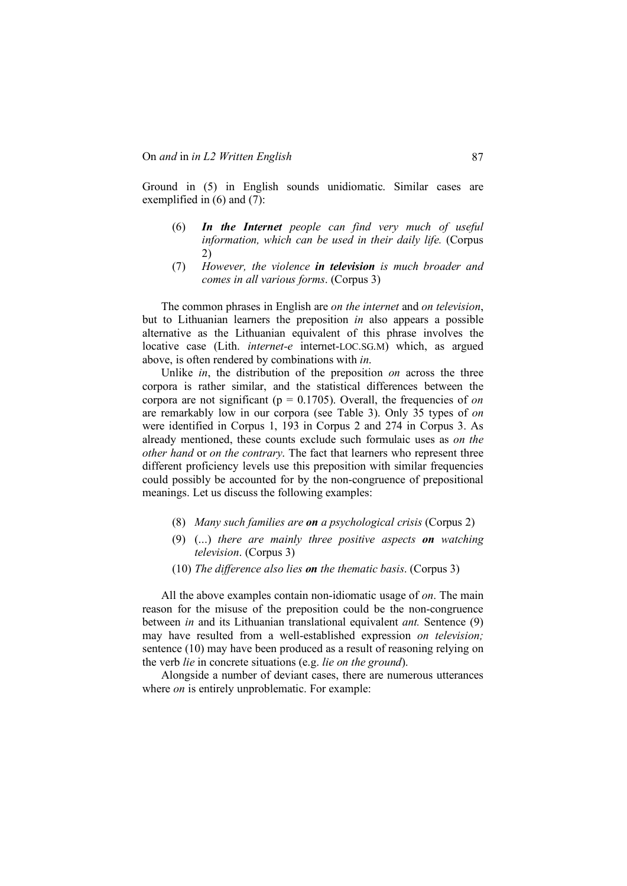Ground in (5) in English sounds unidiomatic. Similar cases are exemplified in (6) and (7):

(6) ***In the Internet*** *people can find very much of useful information, which can be used in their daily life.* (Corpus 2)

(7) *However, the violence* ***in television*** *is much broader and comes in all various forms*. (Corpus 3)

The common phrases in English are *on the internet* and *on television*, but to Lithuanian learners the preposition *in* also appears a possible alternative as the Lithuanian equivalent of this phrase involves the locative case (Lith. *internet-e* internet-LOC.SG.M) which, as argued above, is often rendered by combinations with *in*.

Unlike *in*, the distribution of the preposition *on* across the three corpora is rather similar, and the statistical differences between the corpora are not significant ($p = 0.1705$). Overall, the frequencies of *on* are remarkably low in our corpora (see Table 3). Only 35 types of *on* were identified in Corpus 1, 193 in Corpus 2 and 274 in Corpus 3. As already mentioned, these counts exclude such formulaic uses as *on the other hand* or *on the contrary*. The fact that learners who represent three different proficiency levels use this preposition with similar frequencies could possibly be accounted for by the non-congruence of prepositional meanings. Let us discuss the following examples:

(8) *Many such families are* ***on*** *a psychological crisis* (Corpus 2)

(9) (...) *there are mainly three positive aspects* ***on*** *watching television*. (Corpus 3)

(10) *The difference also lies* ***on*** *the thematic basis*. (Corpus 3)

All the above examples contain non-idiomatic usage of *on*. The main reason for the misuse of the preposition could be the non-congruence between *in* and its Lithuanian translational equivalent *ant.* Sentence (9) may have resulted from a well-established expression *on television;* sentence (10) may have been produced as a result of reasoning relying on the verb *lie* in concrete situations (e.g. *lie on the ground*).

Alongside a number of deviant cases, there are numerous utterances where *on* is entirely unproblematic. For example: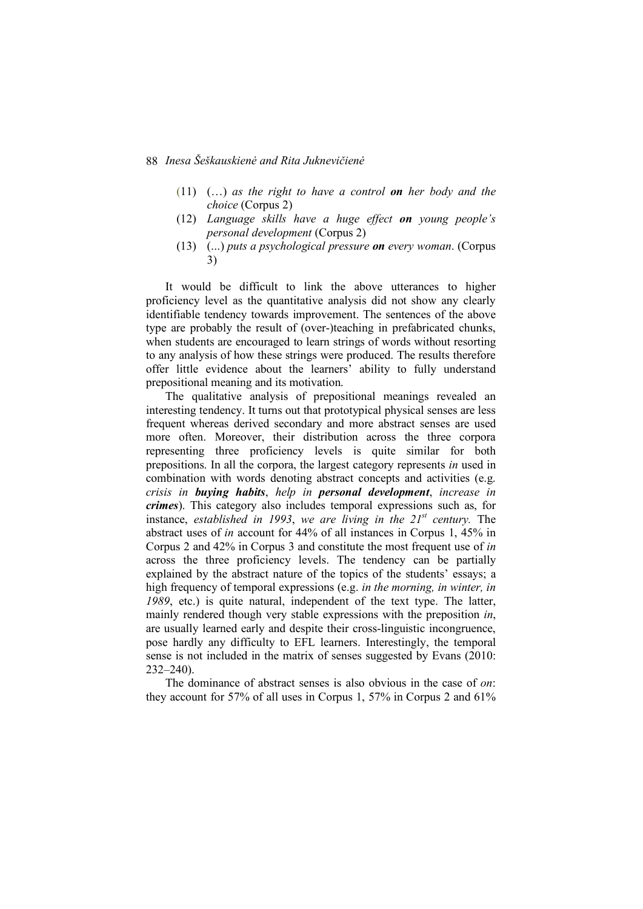(11) (…) *as the right to have a control* ***on*** *her body and the choice* (Corpus 2)

(12) *Language skills have a huge effect* ***on*** *young people's personal development* (Corpus 2)

(13) (...) *puts a psychological pressure* ***on*** *every woman*. (Corpus 3)

It would be difficult to link the above utterances to higher proficiency level as the quantitative analysis did not show any clearly identifiable tendency towards improvement. The sentences of the above type are probably the result of (over-)teaching in prefabricated chunks, when students are encouraged to learn strings of words without resorting to any analysis of how these strings were produced. The results therefore offer little evidence about the learners' ability to fully understand prepositional meaning and its motivation.

The qualitative analysis of prepositional meanings revealed an interesting tendency. It turns out that prototypical physical senses are less frequent whereas derived secondary and more abstract senses are used more often. Moreover, their distribution across the three corpora representing three proficiency levels is quite similar for both prepositions. In all the corpora, the largest category represents *in* used in combination with words denoting abstract concepts and activities (e.g. *crisis in* ***buying habits***, *help in* ***personal development***, *increase in* ***crimes***). This category also includes temporal expressions such as, for instance, *established in 1993*, *we are living in the 21st century.* The abstract uses of *in* account for 44% of all instances in Corpus 1, 45% in Corpus 2 and 42% in Corpus 3 and constitute the most frequent use of *in* across the three proficiency levels. The tendency can be partially explained by the abstract nature of the topics of the students' essays; a high frequency of temporal expressions (e.g. *in the morning, in winter, in 1989*, etc.) is quite natural, independent of the text type. The latter, mainly rendered though very stable expressions with the preposition *in*, are usually learned early and despite their cross-linguistic incongruence, pose hardly any difficulty to EFL learners. Interestingly, the temporal sense is not included in the matrix of senses suggested by Evans (2010: 232–240).

The dominance of abstract senses is also obvious in the case of *on*: they account for 57% of all uses in Corpus 1, 57% in Corpus 2 and 61%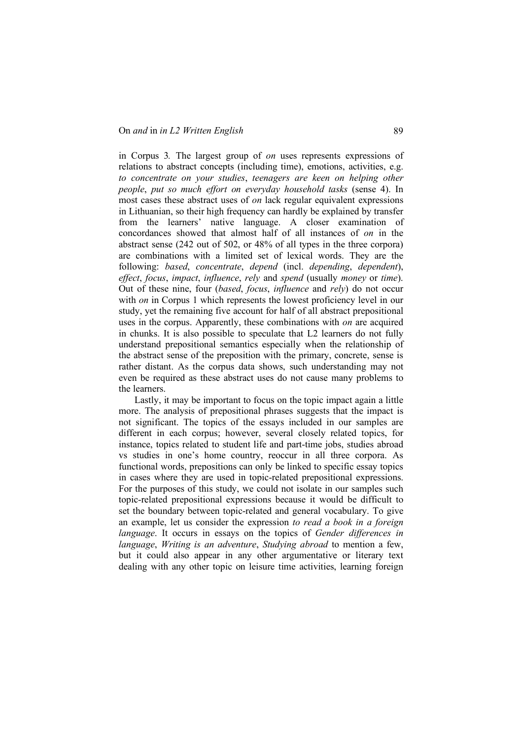in Corpus 3*.* The largest group of *on* uses represents expressions of relations to abstract concepts (including time), emotions, activities, e.g. *to concentrate on your studies*, *teenagers are keen on helping other people*, *put so much effort on everyday household tasks* (sense 4). In most cases these abstract uses of *on* lack regular equivalent expressions in Lithuanian, so their high frequency can hardly be explained by transfer from the learners' native language. A closer examination of concordances showed that almost half of all instances of *on* in the abstract sense (242 out of 502, or 48% of all types in the three corpora) are combinations with a limited set of lexical words. They are the following: *based*, *concentrate*, *depend* (incl. *depending*, *dependent*), *effect*, *focus*, *impact*, *influence*, *rely* and *spend* (usually *money* or *time*). Out of these nine, four (*based*, *focus*, *influence* and *rely*) do not occur with *on* in Corpus 1 which represents the lowest proficiency level in our study, yet the remaining five account for half of all abstract prepositional uses in the corpus. Apparently, these combinations with *on* are acquired in chunks. It is also possible to speculate that L2 learners do not fully understand prepositional semantics especially when the relationship of the abstract sense of the preposition with the primary, concrete, sense is rather distant. As the corpus data shows, such understanding may not even be required as these abstract uses do not cause many problems to the learners.

Lastly, it may be important to focus on the topic impact again a little more. The analysis of prepositional phrases suggests that the impact is not significant. The topics of the essays included in our samples are different in each corpus; however, several closely related topics, for instance, topics related to student life and part-time jobs, studies abroad vs studies in one's home country, reoccur in all three corpora. As functional words, prepositions can only be linked to specific essay topics in cases where they are used in topic-related prepositional expressions. For the purposes of this study, we could not isolate in our samples such topic-related prepositional expressions because it would be difficult to set the boundary between topic-related and general vocabulary. To give an example, let us consider the expression *to read a book in a foreign language*. It occurs in essays on the topics of *Gender differences in language*, *Writing is an adventure*, *Studying abroad* to mention a few, but it could also appear in any other argumentative or literary text dealing with any other topic on leisure time activities, learning foreign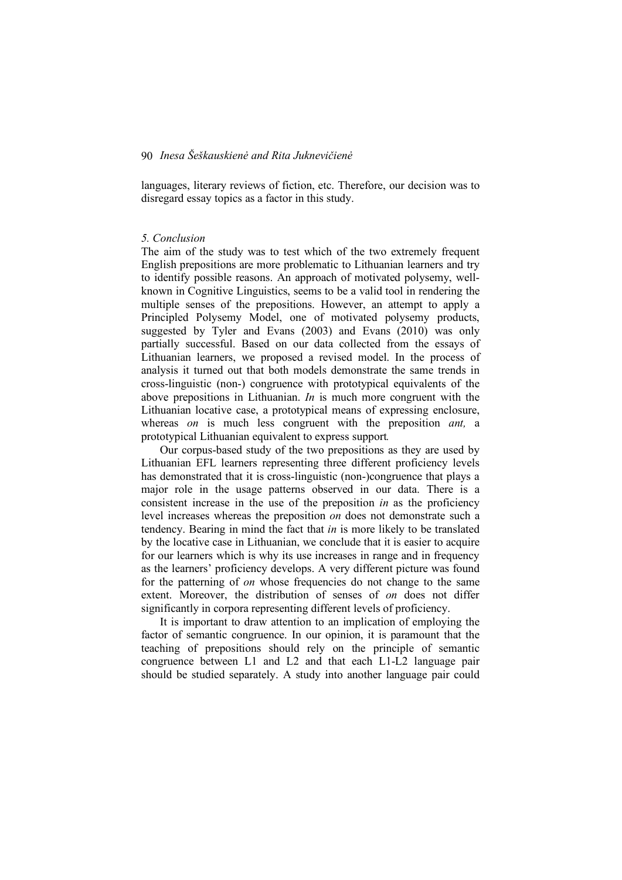languages, literary reviews of fiction, etc. Therefore, our decision was to disregard essay topics as a factor in this study.

## *5. Conclusion*

The aim of the study was to test which of the two extremely frequent English prepositions are more problematic to Lithuanian learners and try to identify possible reasons. An approach of motivated polysemy, well-known in Cognitive Linguistics, seems to be a valid tool in rendering the multiple senses of the prepositions. However, an attempt to apply a Principled Polysemy Model, one of motivated polysemy products, suggested by Tyler and Evans (2003) and Evans (2010) was only partially successful. Based on our data collected from the essays of Lithuanian learners, we proposed a revised model. In the process of analysis it turned out that both models demonstrate the same trends in cross-linguistic (non-) congruence with prototypical equivalents of the above prepositions in Lithuanian. *In* is much more congruent with the Lithuanian locative case, a prototypical means of expressing enclosure, whereas *on* is much less congruent with the preposition *ant,* a prototypical Lithuanian equivalent to express support.

Our corpus-based study of the two prepositions as they are used by Lithuanian EFL learners representing three different proficiency levels has demonstrated that it is cross-linguistic (non-)congruence that plays a major role in the usage patterns observed in our data. There is a consistent increase in the use of the preposition *in* as the proficiency level increases whereas the preposition *on* does not demonstrate such a tendency. Bearing in mind the fact that *in* is more likely to be translated by the locative case in Lithuanian, we conclude that it is easier to acquire for our learners which is why its use increases in range and in frequency as the learners' proficiency develops. A very different picture was found for the patterning of *on* whose frequencies do not change to the same extent. Moreover, the distribution of senses of *on* does not differ significantly in corpora representing different levels of proficiency.

It is important to draw attention to an implication of employing the factor of semantic congruence. In our opinion, it is paramount that the teaching of prepositions should rely on the principle of semantic congruence between L1 and L2 and that each L1-L2 language pair should be studied separately. A study into another language pair could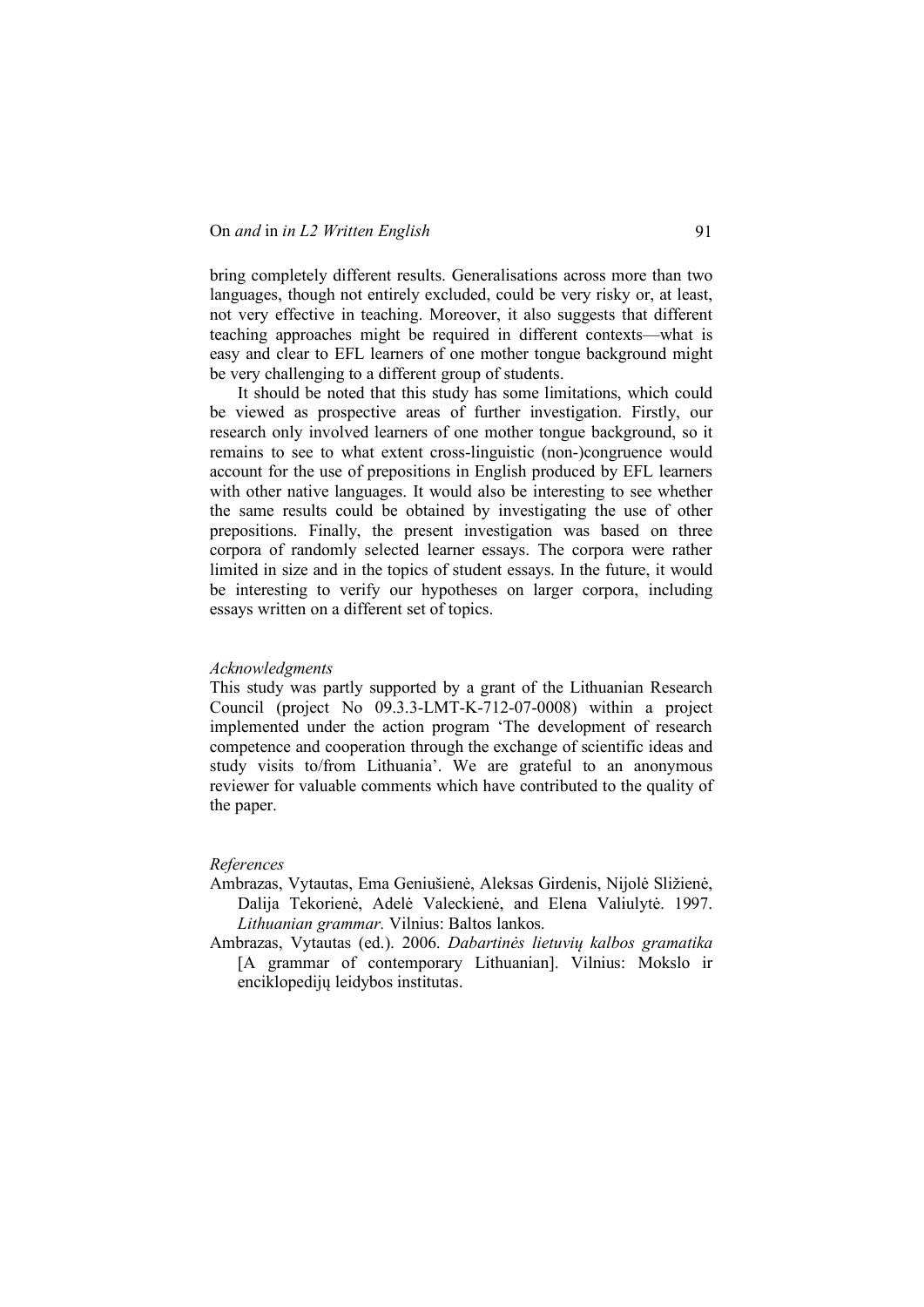bring completely different results. Generalisations across more than two languages, though not entirely excluded, could be very risky or, at least, not very effective in teaching. Moreover, it also suggests that different teaching approaches might be required in different contexts—what is easy and clear to EFL learners of one mother tongue background might be very challenging to a different group of students.

It should be noted that this study has some limitations, which could be viewed as prospective areas of further investigation. Firstly, our research only involved learners of one mother tongue background, so it remains to see to what extent cross-linguistic (non-)congruence would account for the use of prepositions in English produced by EFL learners with other native languages. It would also be interesting to see whether the same results could be obtained by investigating the use of other prepositions. Finally, the present investigation was based on three corpora of randomly selected learner essays. The corpora were rather limited in size and in the topics of student essays. In the future, it would be interesting to verify our hypotheses on larger corpora, including essays written on a different set of topics.

### *Acknowledgments*

This study was partly supported by a grant of the Lithuanian Research Council (project No 09.3.3-LMT-K-712-07-0008) within a project implemented under the action program 'The development of research competence and cooperation through the exchange of scientific ideas and study visits to/from Lithuania'. We are grateful to an anonymous reviewer for valuable comments which have contributed to the quality of the paper.

### *References*

Ambrazas, Vytautas, Ema Geniušienė, Aleksas Girdenis, Nijolė Sližienė, Dalija Tekorienė, Adelė Valeckienė, and Elena Valiulytė. 1997. *Lithuanian grammar.* Vilnius: Baltos lankos.

Ambrazas, Vytautas (ed.). 2006. *Dabartinės lietuvių kalbos gramatika* [A grammar of contemporary Lithuanian]. Vilnius: Mokslo ir enciklopedijų leidybos institutas.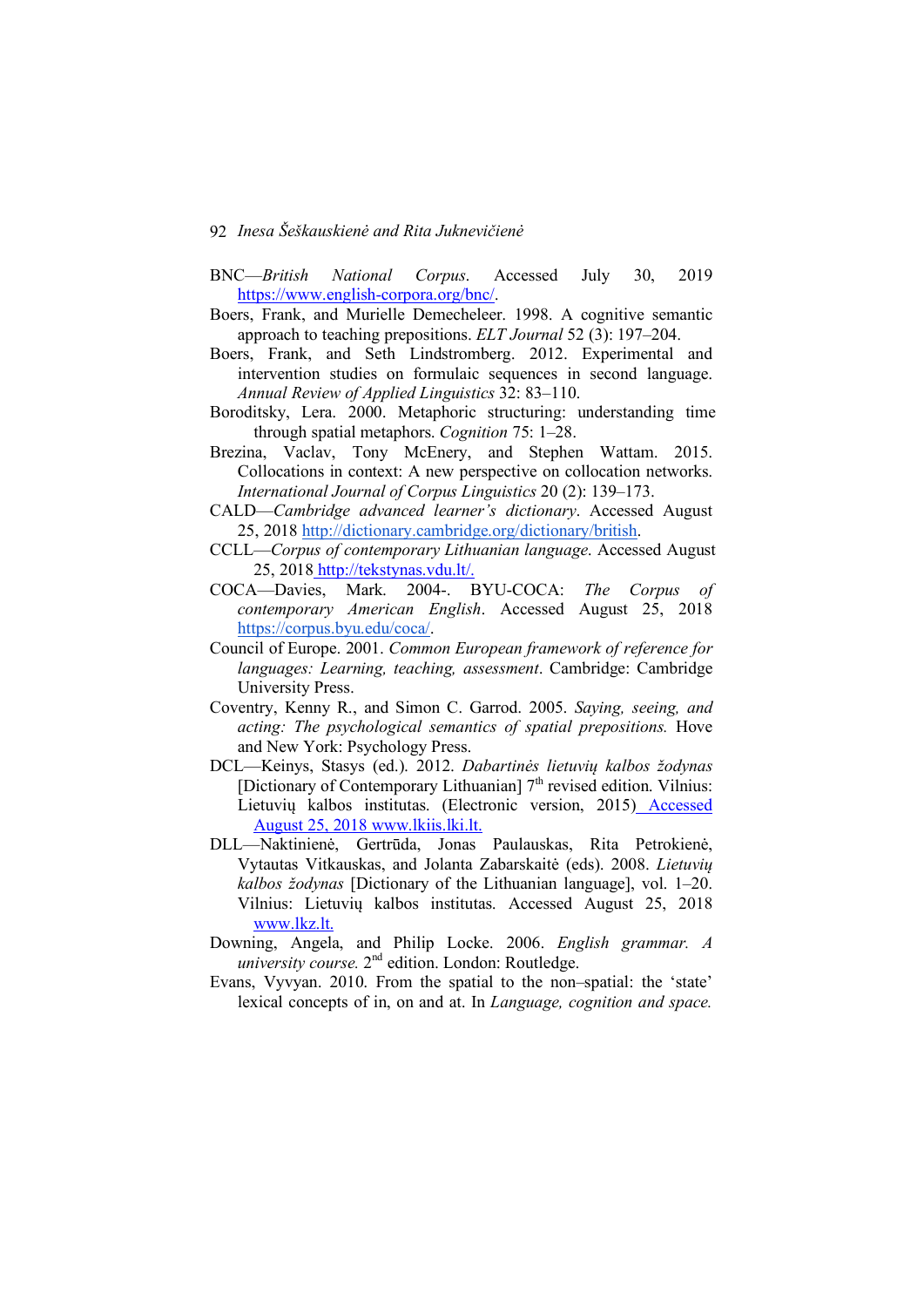BNC—*British National Corpus*. Accessed July 30, 2019 https://www.english-corpora.org/bnc/.

Boers, Frank, and Murielle Demecheleer. 1998. A cognitive semantic approach to teaching prepositions. *ELT Journal* 52 (3): 197–204.

Boers, Frank, and Seth Lindstromberg. 2012. Experimental and intervention studies on formulaic sequences in second language. *Annual Review of Applied Linguistics* 32: 83–110.

Boroditsky, Lera. 2000. Metaphoric structuring: understanding time through spatial metaphors. *Cognition* 75: 1–28.

Brezina, Vaclav, Tony McEnery, and Stephen Wattam. 2015. Collocations in context: A new perspective on collocation networks. *International Journal of Corpus Linguistics* 20 (2): 139–173.

CALD—*Cambridge advanced learner's dictionary*. Accessed August 25, 2018 http://dictionary.cambridge.org/dictionary/british.

CCLL—*Corpus of contemporary Lithuanian language*. Accessed August 25, 2018 http://tekstynas.vdu.lt/.

COCA—Davies, Mark. 2004-. BYU-COCA: *The Corpus of contemporary American English*. Accessed August 25, 2018 https://corpus.byu.edu/coca/.

Council of Europe. 2001. *Common European framework of reference for languages: Learning, teaching, assessment*. Cambridge: Cambridge University Press.

Coventry, Kenny R., and Simon C. Garrod. 2005. *Saying, seeing, and acting: The psychological semantics of spatial prepositions.* Hove and New York: Psychology Press.

DCL—Keinys, Stasys (ed.). 2012. *Dabartinės lietuvių kalbos žodynas* [Dictionary of Contemporary Lithuanian] 7th revised edition. Vilnius: Lietuvių kalbos institutas. (Electronic version, 2015) Accessed August 25, 2018 www.lkiis.lki.lt.

DLL—Naktinienė, Gertrūda, Jonas Paulauskas, Rita Petrokienė, Vytautas Vitkauskas, and Jolanta Zabarskaitė (eds). 2008. *Lietuvių kalbos žodynas* [Dictionary of the Lithuanian language], vol. 1–20. Vilnius: Lietuvių kalbos institutas. Accessed August 25, 2018 www.lkz.lt.

Downing, Angela, and Philip Locke. 2006. *English grammar. A university course.* 2nd edition. London: Routledge.

Evans, Vyvyan. 2010. From the spatial to the non–spatial: the 'state' lexical concepts of in, on and at. In *Language, cognition and space.*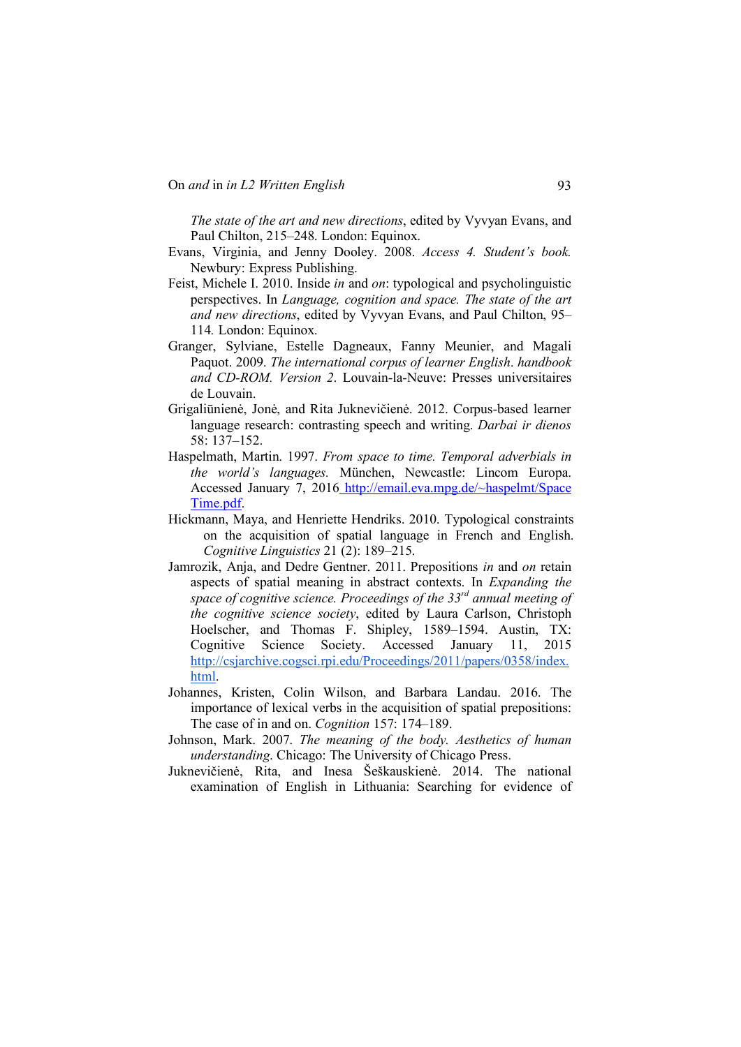*The state of the art and new directions*, edited by Vyvyan Evans, and Paul Chilton, 215–248. London: Equinox.

Evans, Virginia, and Jenny Dooley. 2008. *Access 4. Student's book.* Newbury: Express Publishing.

Feist, Michele I. 2010. Inside *in* and *on*: typological and psycholinguistic perspectives. In *Language, cognition and space. The state of the art and new directions*, edited by Vyvyan Evans, and Paul Chilton, 95–114*.* London: Equinox.

Granger, Sylviane, Estelle Dagneaux, Fanny Meunier, and Magali Paquot. 2009. *The international corpus of learner English*. *handbook and CD-ROM. Version 2*. Louvain-la-Neuve: Presses universitaires de Louvain.

Grigaliūnienė, Jonė, and Rita Juknevičienė. 2012. Corpus-based learner language research: contrasting speech and writing. *Darbai ir dienos* 58: 137–152.

Haspelmath, Martin. 1997. *From space to time. Temporal adverbials in the world's languages.* München, Newcastle: Lincom Europa. Accessed January 7, 2016 [http://email.eva.mpg.de/~haspelmt/SpaceTime.pdf](http://email.eva.mpg.de/~haspelmt/SpaceTime.pdf).

Hickmann, Maya, and Henriette Hendriks. 2010. Typological constraints on the acquisition of spatial language in French and English. *Cognitive Linguistics* 21 (2): 189–215.

Jamrozik, Anja, and Dedre Gentner. 2011. Prepositions *in* and *on* retain aspects of spatial meaning in abstract contexts. In *Expanding the space of cognitive science. Proceedings of the 33rd annual meeting of the cognitive science society*, edited by Laura Carlson, Christoph Hoelscher, and Thomas F. Shipley, 1589–1594. Austin, TX: Cognitive Science Society. Accessed January 11, 2015 [http://csjarchive.cogsci.rpi.edu/Proceedings/2011/papers/0358/index.html](http://csjarchive.cogsci.rpi.edu/Proceedings/2011/papers/0358/index.html).

Johannes, Kristen, Colin Wilson, and Barbara Landau. 2016. The importance of lexical verbs in the acquisition of spatial prepositions: The case of in and on. *Cognition* 157: 174–189.

Johnson, Mark. 2007. *The meaning of the body. Aesthetics of human understanding.* Chicago: The University of Chicago Press.

Juknevičienė, Rita, and Inesa Šeškauskienė. 2014. The national examination of English in Lithuania: Searching for evidence of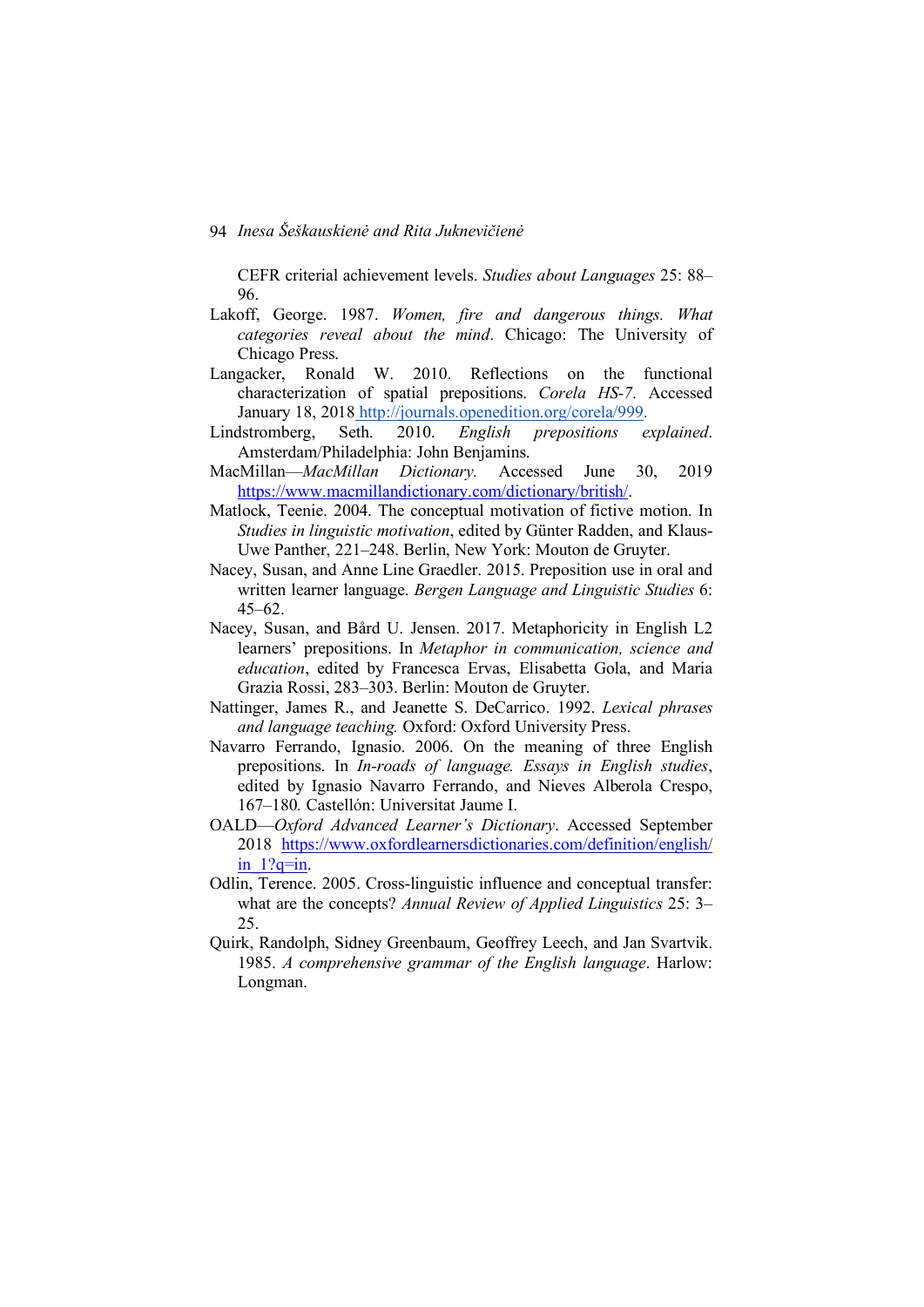CEFR criterial achievement levels. *Studies about Languages* 25: 88–96.

Lakoff, George. 1987. *Women, fire and dangerous things. What categories reveal about the mind*. Chicago: The University of Chicago Press.

Langacker, Ronald W. 2010. Reflections on the functional characterization of spatial prepositions. *Corela HS-7*. Accessed January 18, 2018 http://journals.openedition.org/corela/999.

Lindstromberg, Seth. 2010. *English prepositions explained*. Amsterdam/Philadelphia: John Benjamins.

MacMillan—*MacMillan Dictionary*. Accessed June 30, 2019 https://www.macmillandictionary.com/dictionary/british/.

Matlock, Teenie. 2004. The conceptual motivation of fictive motion. In *Studies in linguistic motivation*, edited by Günter Radden, and Klaus-Uwe Panther, 221–248. Berlin, New York: Mouton de Gruyter.

Nacey, Susan, and Anne Line Graedler. 2015. Preposition use in oral and written learner language. *Bergen Language and Linguistic Studies* 6: 45–62.

Nacey, Susan, and Bård U. Jensen. 2017. Metaphoricity in English L2 learners' prepositions. In *Metaphor in communication, science and education*, edited by Francesca Ervas, Elisabetta Gola, and Maria Grazia Rossi, 283–303. Berlin: Mouton de Gruyter.

Nattinger, James R., and Jeanette S. DeCarrico. 1992. *Lexical phrases and language teaching.* Oxford: Oxford University Press.

Navarro Ferrando, Ignasio. 2006. On the meaning of three English prepositions. In *In-roads of language. Essays in English studies*, edited by Ignasio Navarro Ferrando, and Nieves Alberola Crespo, 167–180*.* Castellón: Universitat Jaume I.

OALD—*Oxford Advanced Learner's Dictionary*. Accessed September 2018 https://www.oxfordlearnersdictionaries.com/definition/english/in_1?q=in.

Odlin, Terence. 2005. Cross-linguistic influence and conceptual transfer: what are the concepts? *Annual Review of Applied Linguistics* 25: 3–25.

Quirk, Randolph, Sidney Greenbaum, Geoffrey Leech, and Jan Svartvik. 1985. *A comprehensive grammar of the English language*. Harlow: Longman.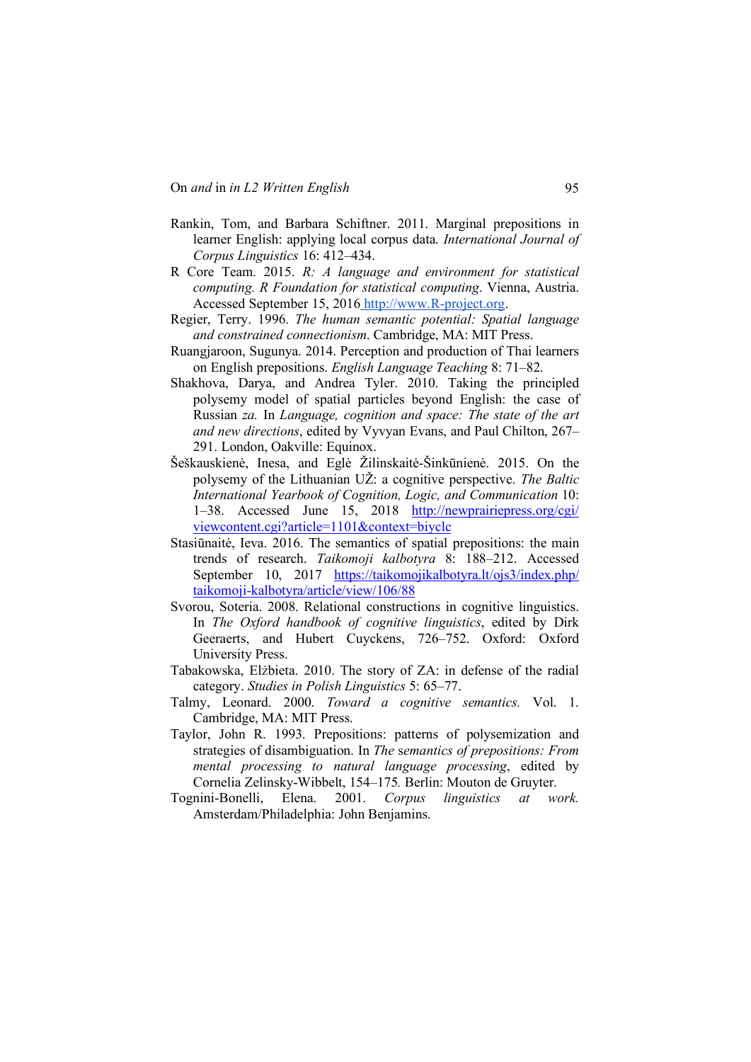Rankin, Tom, and Barbara Schiftner. 2011. Marginal prepositions in learner English: applying local corpus data. *International Journal of Corpus Linguistics* 16: 412–434.

R Core Team. 2015. *R: A language and environment for statistical computing. R Foundation for statistical computing*. Vienna, Austria. Accessed September 15, 2016 http://www.R-project.org.

Regier, Terry. 1996. *The human semantic potential: Spatial language and constrained connectionism*. Cambridge, MA: MIT Press.

Ruangjaroon, Sugunya. 2014. Perception and production of Thai learners on English prepositions. *English Language Teaching* 8: 71–82.

Shakhova, Darya, and Andrea Tyler. 2010. Taking the principled polysemy model of spatial particles beyond English: the case of Russian *za.* In *Language, cognition and space: The state of the art and new directions*, edited by Vyvyan Evans, and Paul Chilton, 267–291. London, Oakville: Equinox.

Šeškauskienė, Inesa, and Eglė Žilinskaitė-Šinkūnienė. 2015. On the polysemy of the Lithuanian UŽ: a cognitive perspective. *The Baltic International Yearbook of Cognition, Logic, and Communication* 10: 1–38. Accessed June 15, 2018 http://newprairiepress.org/cgi/viewcontent.cgi?article=1101&context=biyclc

Stasiūnaitė, Ieva. 2016. The semantics of spatial prepositions: the main trends of research. *Taikomoji kalbotyra* 8: 188–212. Accessed September 10, 2017 https://taikomojikalbotyra.lt/ojs3/index.php/taikomoji-kalbotyra/article/view/106/88

Svorou, Soteria. 2008. Relational constructions in cognitive linguistics. In *The Oxford handbook of cognitive linguistics*, edited by Dirk Geeraerts, and Hubert Cuyckens, 726–752. Oxford: Oxford University Press.

Tabakowska, Elżbieta. 2010. The story of ZA: in defense of the radial category. *Studies in Polish Linguistics* 5: 65–77.

Talmy, Leonard. 2000. *Toward a cognitive semantics.* Vol. 1. Cambridge, MA: MIT Press.

Taylor, John R. 1993. Prepositions: patterns of polysemization and strategies of disambiguation. In *The semantics of prepositions: From mental processing to natural language processing*, edited by Cornelia Zelinsky-Wibbelt, 154–175*.* Berlin: Mouton de Gruyter.

Tognini-Bonelli, Elena. 2001. *Corpus linguistics at work.* Amsterdam/Philadelphia: John Benjamins.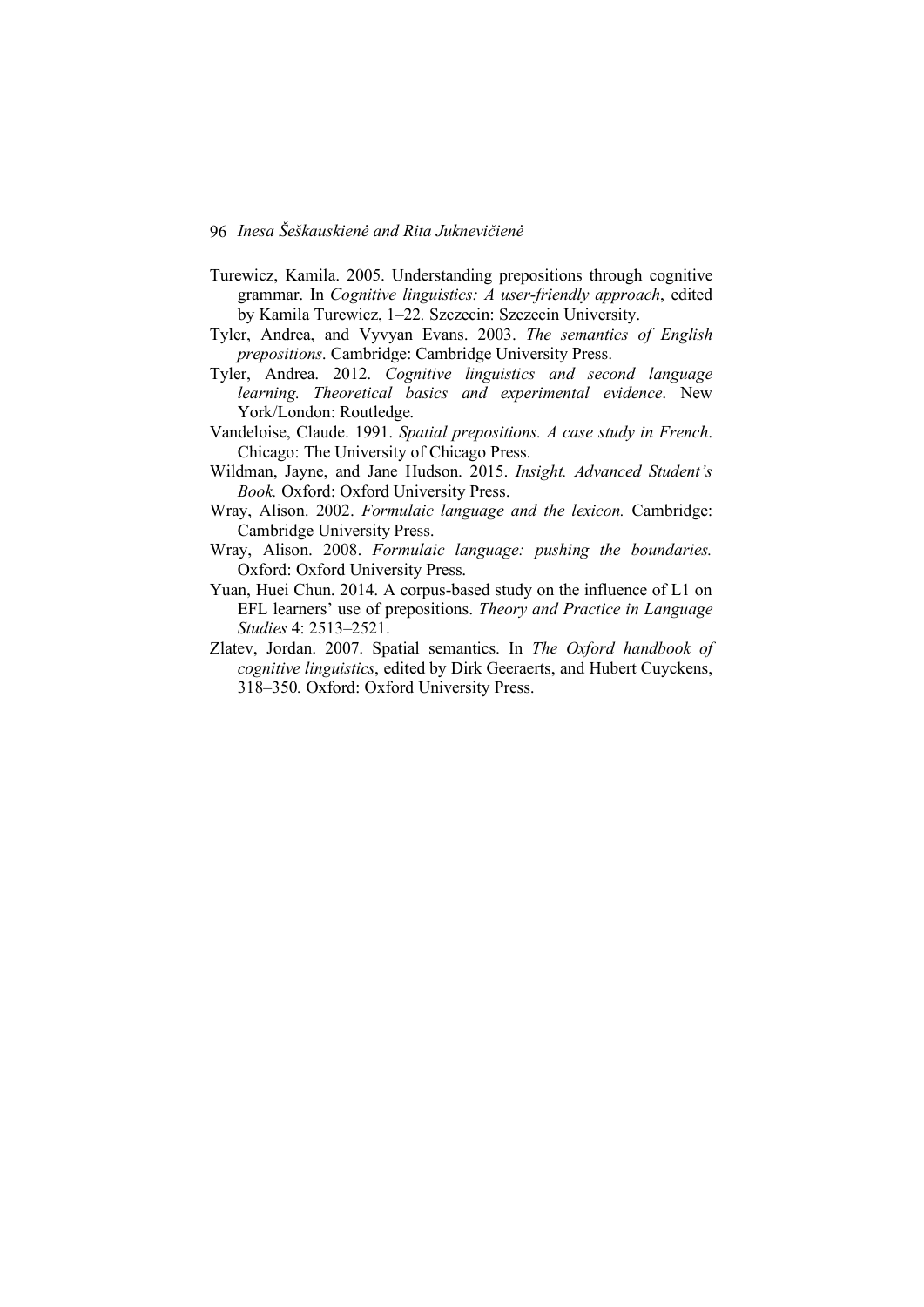Turewicz, Kamila. 2005. Understanding prepositions through cognitive grammar. In *Cognitive linguistics: A user-friendly approach*, edited by Kamila Turewicz, 1–22. Szczecin: Szczecin University.

Tyler, Andrea, and Vyvyan Evans. 2003. *The semantics of English prepositions*. Cambridge: Cambridge University Press.

Tyler, Andrea. 2012. *Cognitive linguistics and second language learning. Theoretical basics and experimental evidence*. New York/London: Routledge.

Vandeloise, Claude. 1991. *Spatial prepositions. A case study in French*. Chicago: The University of Chicago Press.

Wildman, Jayne, and Jane Hudson. 2015. *Insight. Advanced Student's Book.* Oxford: Oxford University Press.

Wray, Alison. 2002. *Formulaic language and the lexicon.* Cambridge: Cambridge University Press.

Wray, Alison. 2008. *Formulaic language: pushing the boundaries.* Oxford: Oxford University Press.

Yuan, Huei Chun. 2014. A corpus-based study on the influence of L1 on EFL learners' use of prepositions. *Theory and Practice in Language Studies* 4: 2513–2521.

Zlatev, Jordan. 2007. Spatial semantics. In *The Oxford handbook of cognitive linguistics*, edited by Dirk Geeraerts, and Hubert Cuyckens, 318–350*.* Oxford: Oxford University Press.